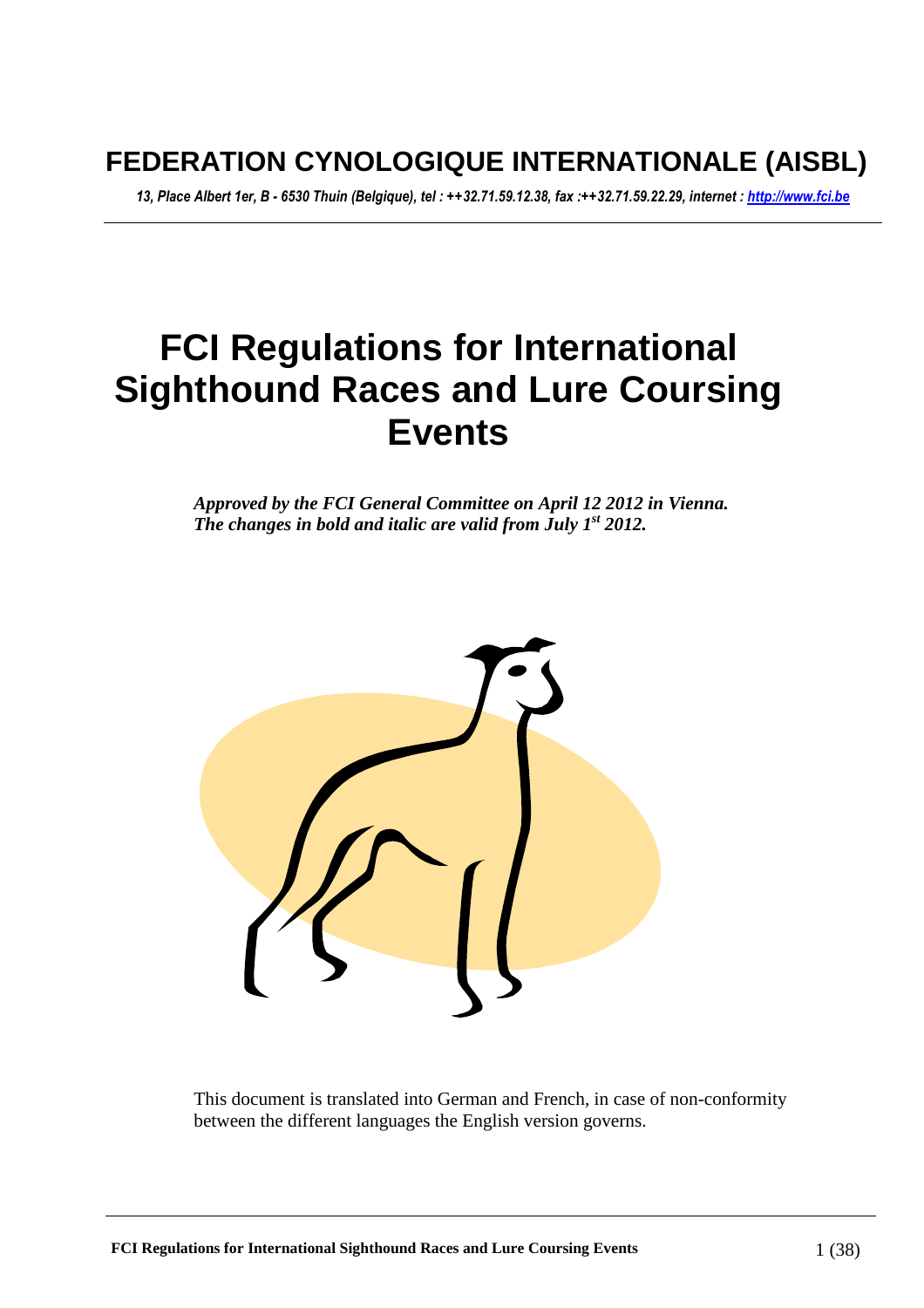# FEDERATION CYNOLOGIQUE INTERNATIONALE (AISBL)

*13, Place Albert 1er, B - 6530 Thuin (Belgique), tel : ++32.71.59.12.38, fax :++32.71.59.22.29, internet : http://www.fci.be*

# FCI Regulations for International Sighthound Races and Lure Coursing Events

***Approved by the FCI General Committee on April 12 2012 in Vienna.***
***The changes in bold and italic are valid from July 1st 2012.***

This document is translated into German and French, in case of non-conformity between the different languages the English version governs.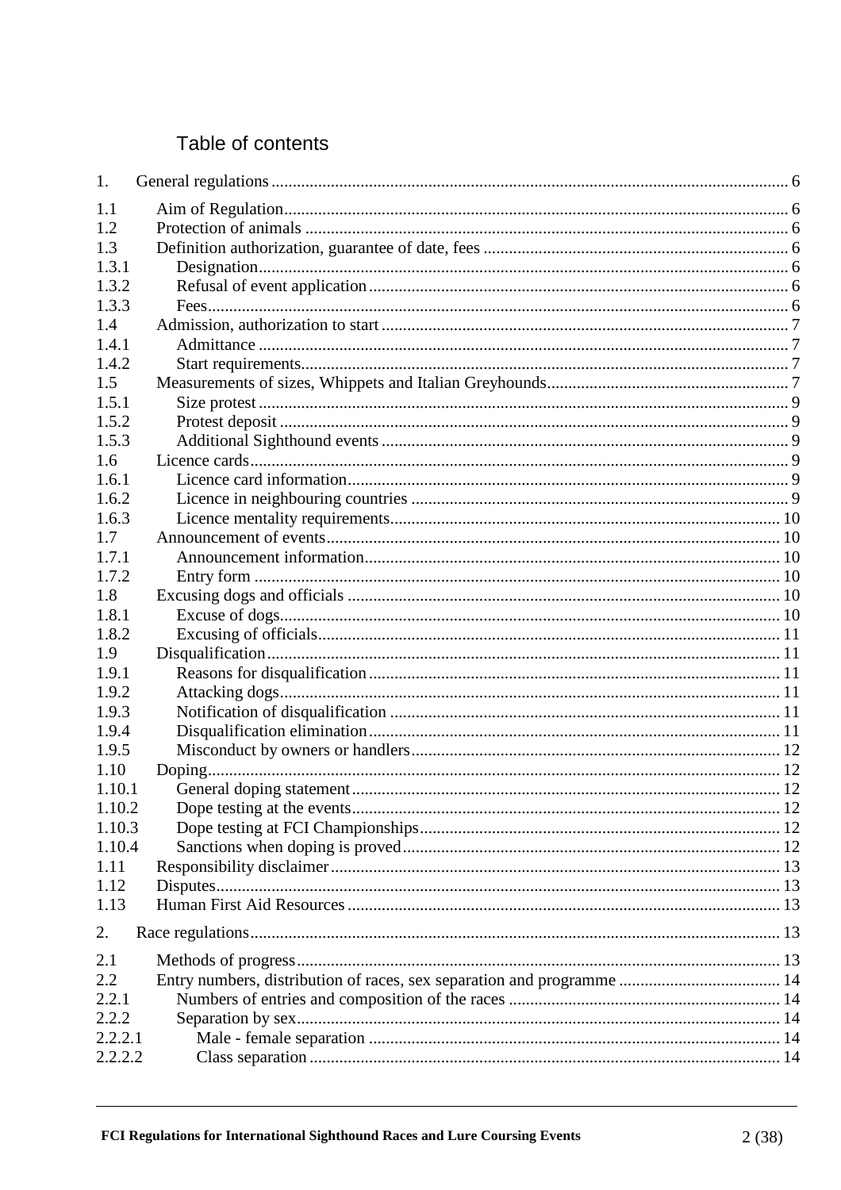# Table of contents

| | | |
|---|---|---|
| 1. | General regulations | 6 |
| 1.1 | Aim of Regulation | 6 |
| 1.2 | Protection of animals | 6 |
| 1.3 | Definition authorization, guarantee of date, fees | 6 |
| 1.3.1 | Designation | 6 |
| 1.3.2 | Refusal of event application | 6 |
| 1.3.3 | Fees | 6 |
| 1.4 | Admission, authorization to start | 7 |
| 1.4.1 | Admittance | 7 |
| 1.4.2 | Start requirements | 7 |
| 1.5 | Measurements of sizes, Whippets and Italian Greyhounds | 7 |
| 1.5.1 | Size protest | 9 |
| 1.5.2 | Protest deposit | 9 |
| 1.5.3 | Additional Sighthound events | 9 |
| 1.6 | Licence cards | 9 |
| 1.6.1 | Licence card information | 9 |
| 1.6.2 | Licence in neighbouring countries | 9 |
| 1.6.3 | Licence mentality requirements | 10 |
| 1.7 | Announcement of events | 10 |
| 1.7.1 | Announcement information | 10 |
| 1.7.2 | Entry form | 10 |
| 1.8 | Excusing dogs and officials | 10 |
| 1.8.1 | Excuse of dogs | 10 |
| 1.8.2 | Excusing of officials | 11 |
| 1.9 | Disqualification | 11 |
| 1.9.1 | Reasons for disqualification | 11 |
| 1.9.2 | Attacking dogs | 11 |
| 1.9.3 | Notification of disqualification | 11 |
| 1.9.4 | Disqualification elimination | 11 |
| 1.9.5 | Misconduct by owners or handlers | 12 |
| 1.10 | Doping | 12 |
| 1.10.1 | General doping statement | 12 |
| 1.10.2 | Dope testing at the events | 12 |
| 1.10.3 | Dope testing at FCI Championships | 12 |
| 1.10.4 | Sanctions when doping is proved | 12 |
| 1.11 | Responsibility disclaimer | 13 |
| 1.12 | Disputes | 13 |
| 1.13 | Human First Aid Resources | 13 |
| 2. | Race regulations | 13 |
| 2.1 | Methods of progress | 13 |
| 2.2 | Entry numbers, distribution of races, sex separation and programme | 14 |
| 2.2.1 | Numbers of entries and composition of the races | 14 |
| 2.2.2 | Separation by sex | 14 |
| 2.2.2.1 | Male - female separation | 14 |
| 2.2.2.2 | Class separation | 14 |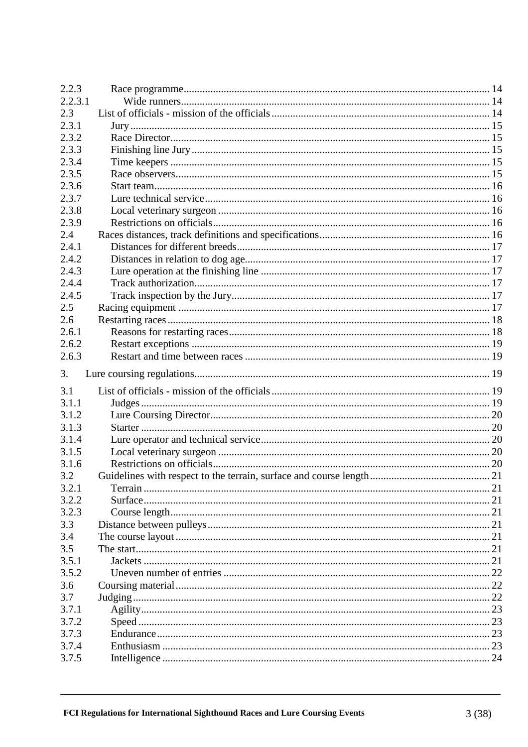| | | |
|---|---|---|
| 2.2.3 | Race programme | 14 |
| 2.2.3.1 | Wide runners | 14 |
| 2.3 | List of officials - mission of the officials | 14 |
| 2.3.1 | Jury | 15 |
| 2.3.2 | Race Director | 15 |
| 2.3.3 | Finishing line Jury | 15 |
| 2.3.4 | Time keepers | 15 |
| 2.3.5 | Race observers | 15 |
| 2.3.6 | Start team | 16 |
| 2.3.7 | Lure technical service | 16 |
| 2.3.8 | Local veterinary surgeon | 16 |
| 2.3.9 | Restrictions on officials | 16 |
| 2.4 | Races distances, track definitions and specifications | 16 |
| 2.4.1 | Distances for different breeds | 17 |
| 2.4.2 | Distances in relation to dog age | 17 |
| 2.4.3 | Lure operation at the finishing line | 17 |
| 2.4.4 | Track authorization | 17 |
| 2.4.5 | Track inspection by the Jury | 17 |
| 2.5 | Racing equipment | 17 |
| 2.6 | Restarting races | 18 |
| 2.6.1 | Reasons for restarting races | 18 |
| 2.6.2 | Restart exceptions | 19 |
| 2.6.3 | Restart and time between races | 19 |
| 3. | Lure coursing regulations | 19 |
| 3.1 | List of officials - mission of the officials | 19 |
| 3.1.1 | Judges | 19 |
| 3.1.2 | Lure Coursing Director | 20 |
| 3.1.3 | Starter | 20 |
| 3.1.4 | Lure operator and technical service | 20 |
| 3.1.5 | Local veterinary surgeon | 20 |
| 3.1.6 | Restrictions on officials | 20 |
| 3.2 | Guidelines with respect to the terrain, surface and course length | 21 |
| 3.2.1 | Terrain | 21 |
| 3.2.2 | Surface | 21 |
| 3.2.3 | Course length | 21 |
| 3.3 | Distance between pulleys | 21 |
| 3.4 | The course layout | 21 |
| 3.5 | The start | 21 |
| 3.5.1 | Jackets | 21 |
| 3.5.2 | Uneven number of entries | 22 |
| 3.6 | Coursing material | 22 |
| 3.7 | Judging | 22 |
| 3.7.1 | Agility | 23 |
| 3.7.2 | Speed | 23 |
| 3.7.3 | Endurance | 23 |
| 3.7.4 | Enthusiasm | 23 |
| 3.7.5 | Intelligence | 24 |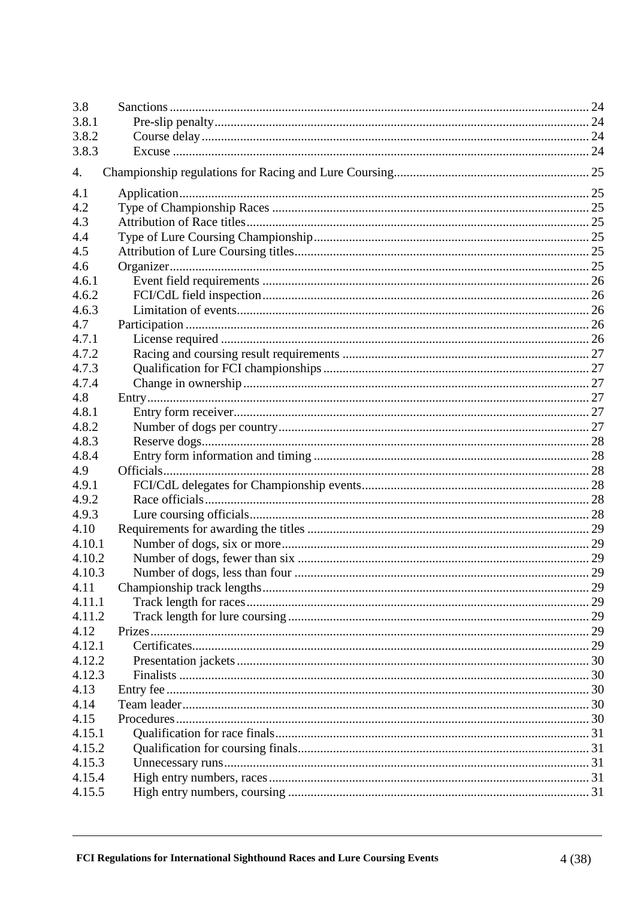| | | |
|---|---|---|
| 3.8 | Sanctions | 24 |
| 3.8.1 | Pre-slip penalty | 24 |
| 3.8.2 | Course delay | 24 |
| 3.8.3 | Excuse | 24 |
| 4. | Championship regulations for Racing and Lure Coursing | 25 |
| 4.1 | Application | 25 |
| 4.2 | Type of Championship Races | 25 |
| 4.3 | Attribution of Race titles | 25 |
| 4.4 | Type of Lure Coursing Championship | 25 |
| 4.5 | Attribution of Lure Coursing titles | 25 |
| 4.6 | Organizer | 25 |
| 4.6.1 | Event field requirements | 26 |
| 4.6.2 | FCI/CdL field inspection | 26 |
| 4.6.3 | Limitation of events | 26 |
| 4.7 | Participation | 26 |
| 4.7.1 | License required | 26 |
| 4.7.2 | Racing and coursing result requirements | 27 |
| 4.7.3 | Qualification for FCI championships | 27 |
| 4.7.4 | Change in ownership | 27 |
| 4.8 | Entry | 27 |
| 4.8.1 | Entry form receiver | 27 |
| 4.8.2 | Number of dogs per country | 27 |
| 4.8.3 | Reserve dogs | 28 |
| 4.8.4 | Entry form information and timing | 28 |
| 4.9 | Officials | 28 |
| 4.9.1 | FCI/CdL delegates for Championship events | 28 |
| 4.9.2 | Race officials | 28 |
| 4.9.3 | Lure coursing officials | 28 |
| 4.10 | Requirements for awarding the titles | 29 |
| 4.10.1 | Number of dogs, six or more | 29 |
| 4.10.2 | Number of dogs, fewer than six | 29 |
| 4.10.3 | Number of dogs, less than four | 29 |
| 4.11 | Championship track lengths | 29 |
| 4.11.1 | Track length for races | 29 |
| 4.11.2 | Track length for lure coursing | 29 |
| 4.12 | Prizes | 29 |
| 4.12.1 | Certificates | 29 |
| 4.12.2 | Presentation jackets | 30 |
| 4.12.3 | Finalists | 30 |
| 4.13 | Entry fee | 30 |
| 4.14 | Team leader | 30 |
| 4.15 | Procedures | 30 |
| 4.15.1 | Qualification for race finals | 31 |
| 4.15.2 | Qualification for coursing finals | 31 |
| 4.15.3 | Unnecessary runs | 31 |
| 4.15.4 | High entry numbers, races | 31 |
| 4.15.5 | High entry numbers, coursing | 31 |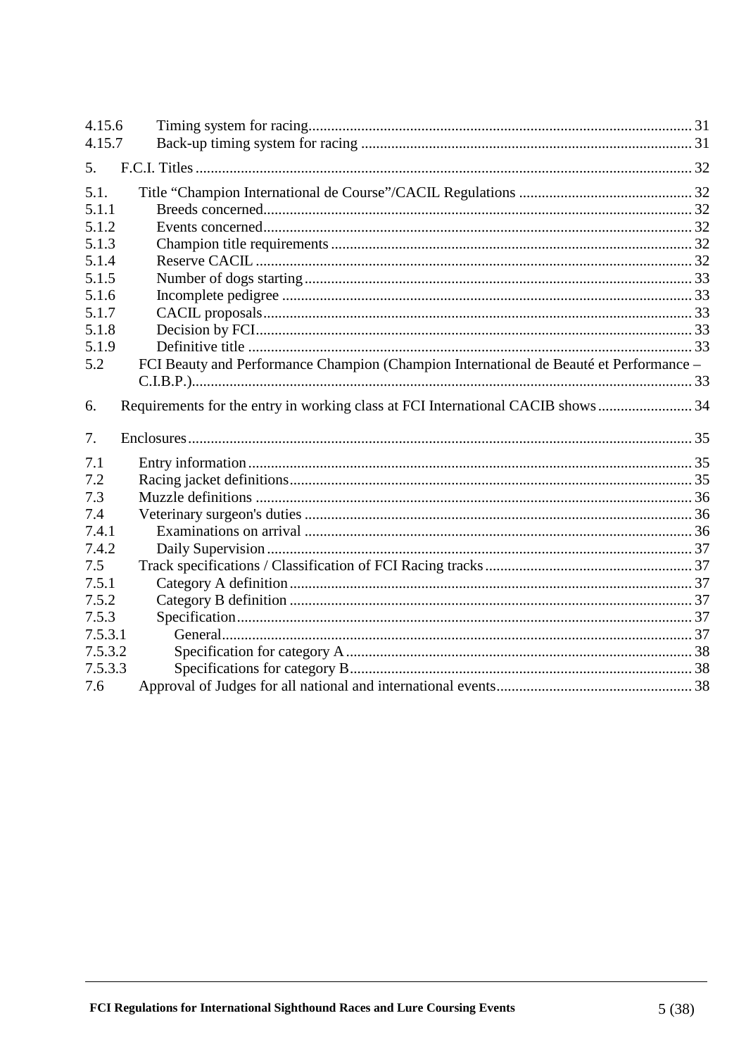4.15.6 Timing system for racing ..... 31
4.15.7 Back-up timing system for racing ..... 31

5. F.C.I. Titles ..... 32

5.1. Title “Champion International de Course”/CACIL Regulations ..... 32
5.1.1 Breeds concerned ..... 32
5.1.2 Events concerned ..... 32
5.1.3 Champion title requirements ..... 32
5.1.4 Reserve CACIL ..... 32
5.1.5 Number of dogs starting ..... 33
5.1.6 Incomplete pedigree ..... 33
5.1.7 CACIL proposals ..... 33
5.1.8 Decision by FCI ..... 33
5.1.9 Definitive title ..... 33
5.2 FCI Beauty and Performance Champion (Champion International de Beauté et Performance – C.I.B.P.) ..... 33

6. Requirements for the entry in working class at FCI International CACIB shows ..... 34

7. Enclosures ..... 35

7.1 Entry information ..... 35
7.2 Racing jacket definitions ..... 35
7.3 Muzzle definitions ..... 36
7.4 Veterinary surgeon's duties ..... 36
7.4.1 Examinations on arrival ..... 36
7.4.2 Daily Supervision ..... 37
7.5 Track specifications / Classification of FCI Racing tracks ..... 37
7.5.1 Category A definition ..... 37
7.5.2 Category B definition ..... 37
7.5.3 Specification ..... 37
7.5.3.1 General ..... 37
7.5.3.2 Specification for category A ..... 38
7.5.3.3 Specifications for category B ..... 38
7.6 Approval of Judges for all national and international events ..... 38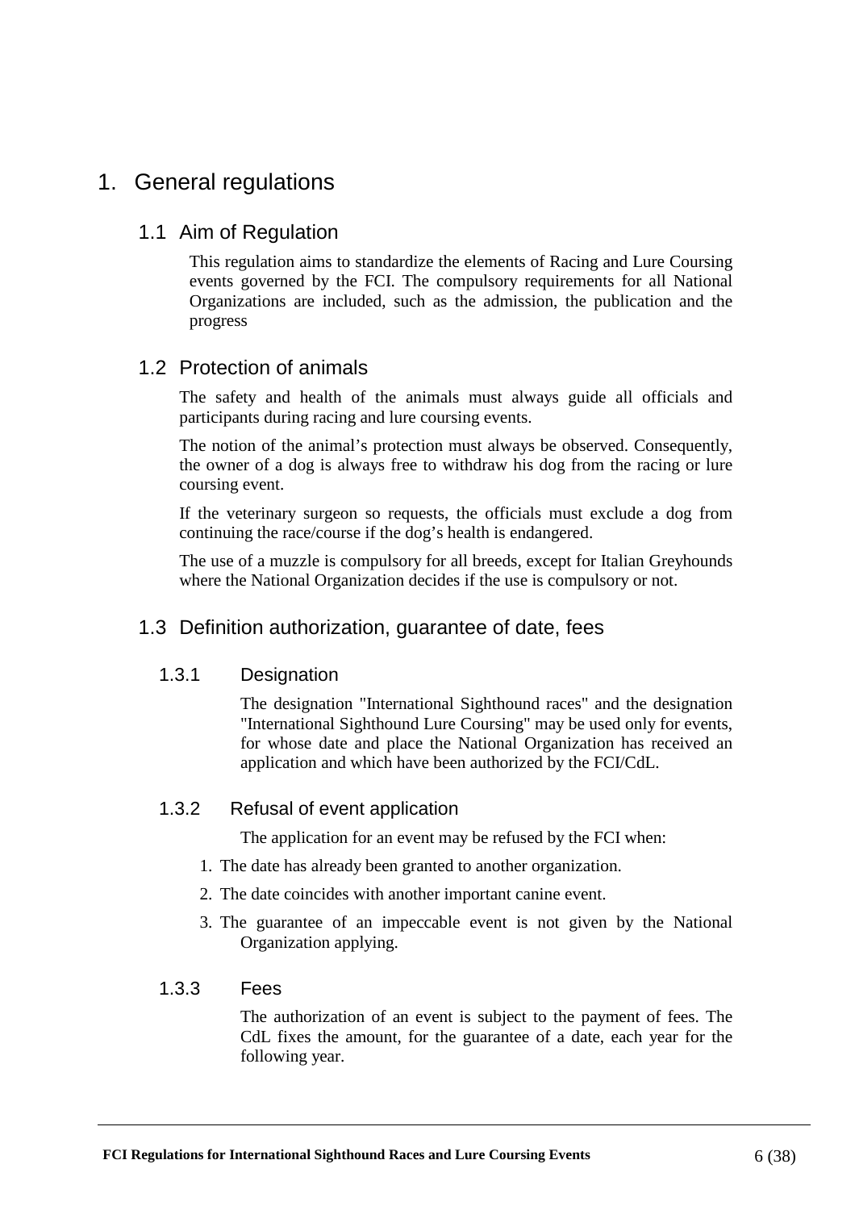# 1. General regulations

## 1.1 Aim of Regulation

This regulation aims to standardize the elements of Racing and Lure Coursing events governed by the FCI. The compulsory requirements for all National Organizations are included, such as the admission, the publication and the progress

## 1.2 Protection of animals

The safety and health of the animals must always guide all officials and participants during racing and lure coursing events.

The notion of the animal's protection must always be observed. Consequently, the owner of a dog is always free to withdraw his dog from the racing or lure coursing event.

If the veterinary surgeon so requests, the officials must exclude a dog from continuing the race/course if the dog's health is endangered.

The use of a muzzle is compulsory for all breeds, except for Italian Greyhounds where the National Organization decides if the use is compulsory or not.

## 1.3 Definition authorization, guarantee of date, fees

### 1.3.1 Designation

The designation "International Sighthound races" and the designation "International Sighthound Lure Coursing" may be used only for events, for whose date and place the National Organization has received an application and which have been authorized by the FCI/CdL.

### 1.3.2 Refusal of event application

The application for an event may be refused by the FCI when:

1. The date has already been granted to another organization.
2. The date coincides with another important canine event.
3. The guarantee of an impeccable event is not given by the National Organization applying.

### 1.3.3 Fees

The authorization of an event is subject to the payment of fees. The CdL fixes the amount, for the guarantee of a date, each year for the following year.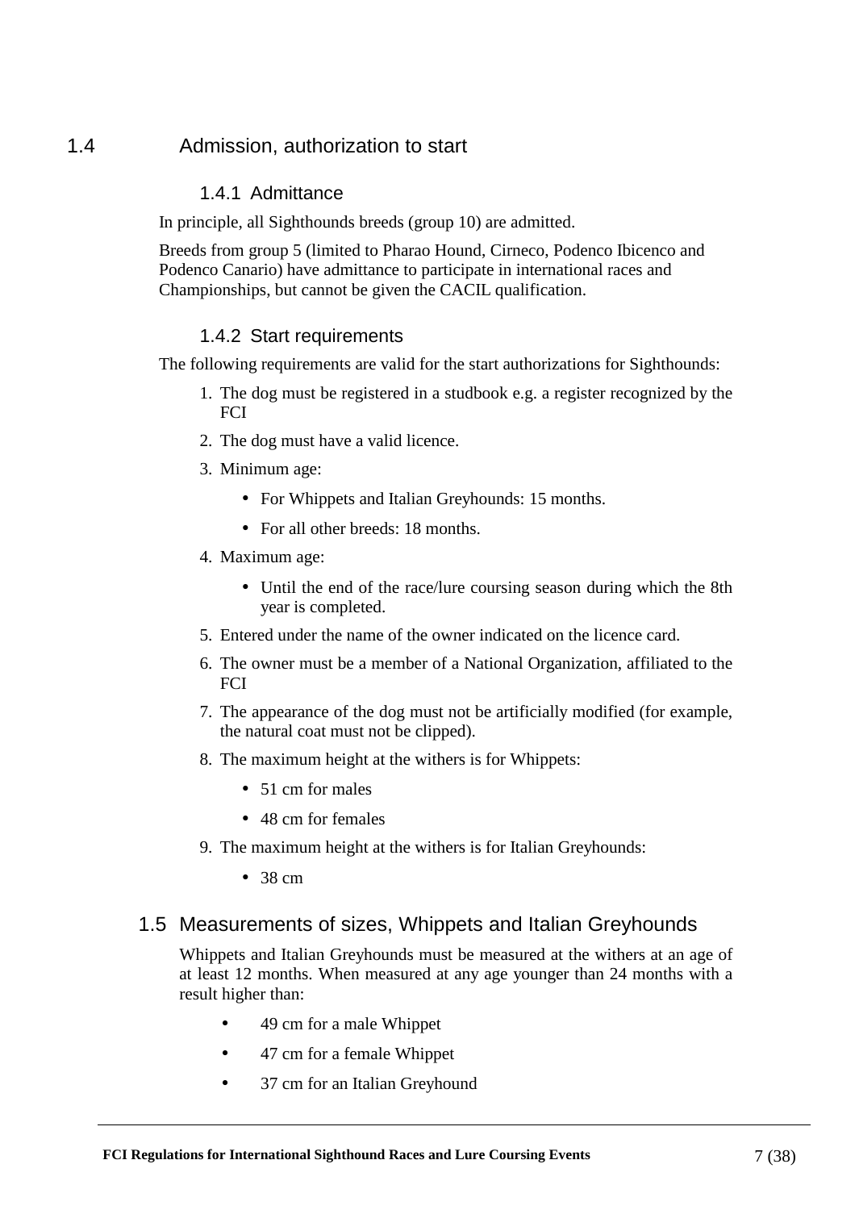## 1.4 Admission, authorization to start

### 1.4.1 Admittance

In principle, all Sighthounds breeds (group 10) are admitted.

Breeds from group 5 (limited to Pharao Hound, Cirneco, Podenco Ibicenco and Podenco Canario) have admittance to participate in international races and Championships, but cannot be given the CACIL qualification.

### 1.4.2 Start requirements

The following requirements are valid for the start authorizations for Sighthounds:

1. The dog must be registered in a studbook e.g. a register recognized by the FCI
2. The dog must have a valid licence.
3. Minimum age:
   - For Whippets and Italian Greyhounds: 15 months.
   - For all other breeds: 18 months.
4. Maximum age:
   - Until the end of the race/lure coursing season during which the 8th year is completed.
5. Entered under the name of the owner indicated on the licence card.
6. The owner must be a member of a National Organization, affiliated to the FCI
7. The appearance of the dog must not be artificially modified (for example, the natural coat must not be clipped).
8. The maximum height at the withers is for Whippets:
   - 51 cm for males
   - 48 cm for females
9. The maximum height at the withers is for Italian Greyhounds:
   - 38 cm

## 1.5 Measurements of sizes, Whippets and Italian Greyhounds

Whippets and Italian Greyhounds must be measured at the withers at an age of at least 12 months. When measured at any age younger than 24 months with a result higher than:

- 49 cm for a male Whippet
- 47 cm for a female Whippet
- 37 cm for an Italian Greyhound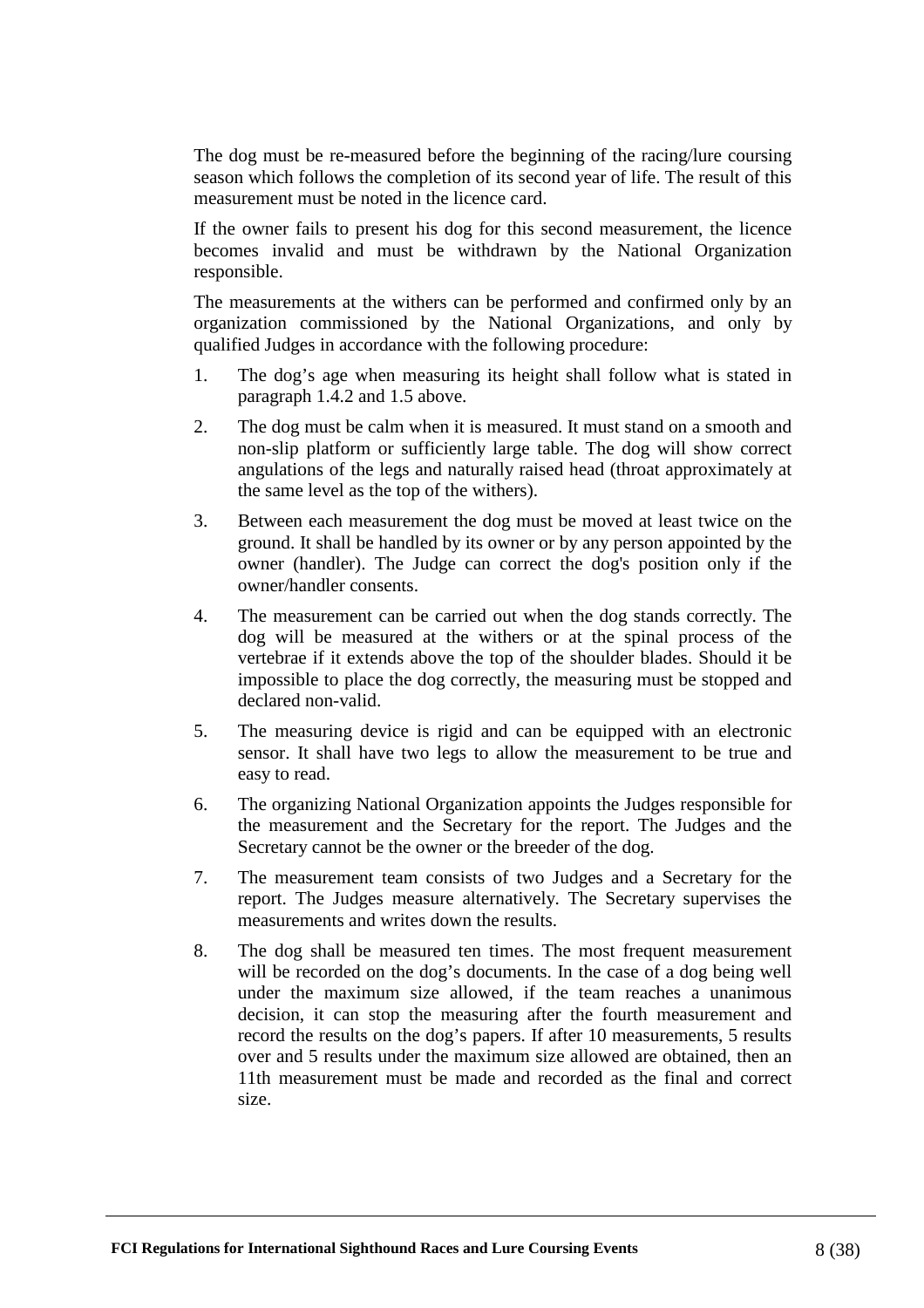The dog must be re-measured before the beginning of the racing/lure coursing season which follows the completion of its second year of life. The result of this measurement must be noted in the licence card.

If the owner fails to present his dog for this second measurement, the licence becomes invalid and must be withdrawn by the National Organization responsible.

The measurements at the withers can be performed and confirmed only by an organization commissioned by the National Organizations, and only by qualified Judges in accordance with the following procedure:

1. The dog's age when measuring its height shall follow what is stated in paragraph 1.4.2 and 1.5 above.

2. The dog must be calm when it is measured. It must stand on a smooth and non-slip platform or sufficiently large table. The dog will show correct angulations of the legs and naturally raised head (throat approximately at the same level as the top of the withers).

3. Between each measurement the dog must be moved at least twice on the ground. It shall be handled by its owner or by any person appointed by the owner (handler). The Judge can correct the dog's position only if the owner/handler consents.

4. The measurement can be carried out when the dog stands correctly. The dog will be measured at the withers or at the spinal process of the vertebrae if it extends above the top of the shoulder blades. Should it be impossible to place the dog correctly, the measuring must be stopped and declared non-valid.

5. The measuring device is rigid and can be equipped with an electronic sensor. It shall have two legs to allow the measurement to be true and easy to read.

6. The organizing National Organization appoints the Judges responsible for the measurement and the Secretary for the report. The Judges and the Secretary cannot be the owner or the breeder of the dog.

7. The measurement team consists of two Judges and a Secretary for the report. The Judges measure alternatively. The Secretary supervises the measurements and writes down the results.

8. The dog shall be measured ten times. The most frequent measurement will be recorded on the dog's documents. In the case of a dog being well under the maximum size allowed, if the team reaches a unanimous decision, it can stop the measuring after the fourth measurement and record the results on the dog's papers. If after 10 measurements, 5 results over and 5 results under the maximum size allowed are obtained, then an 11th measurement must be made and recorded as the final and correct size.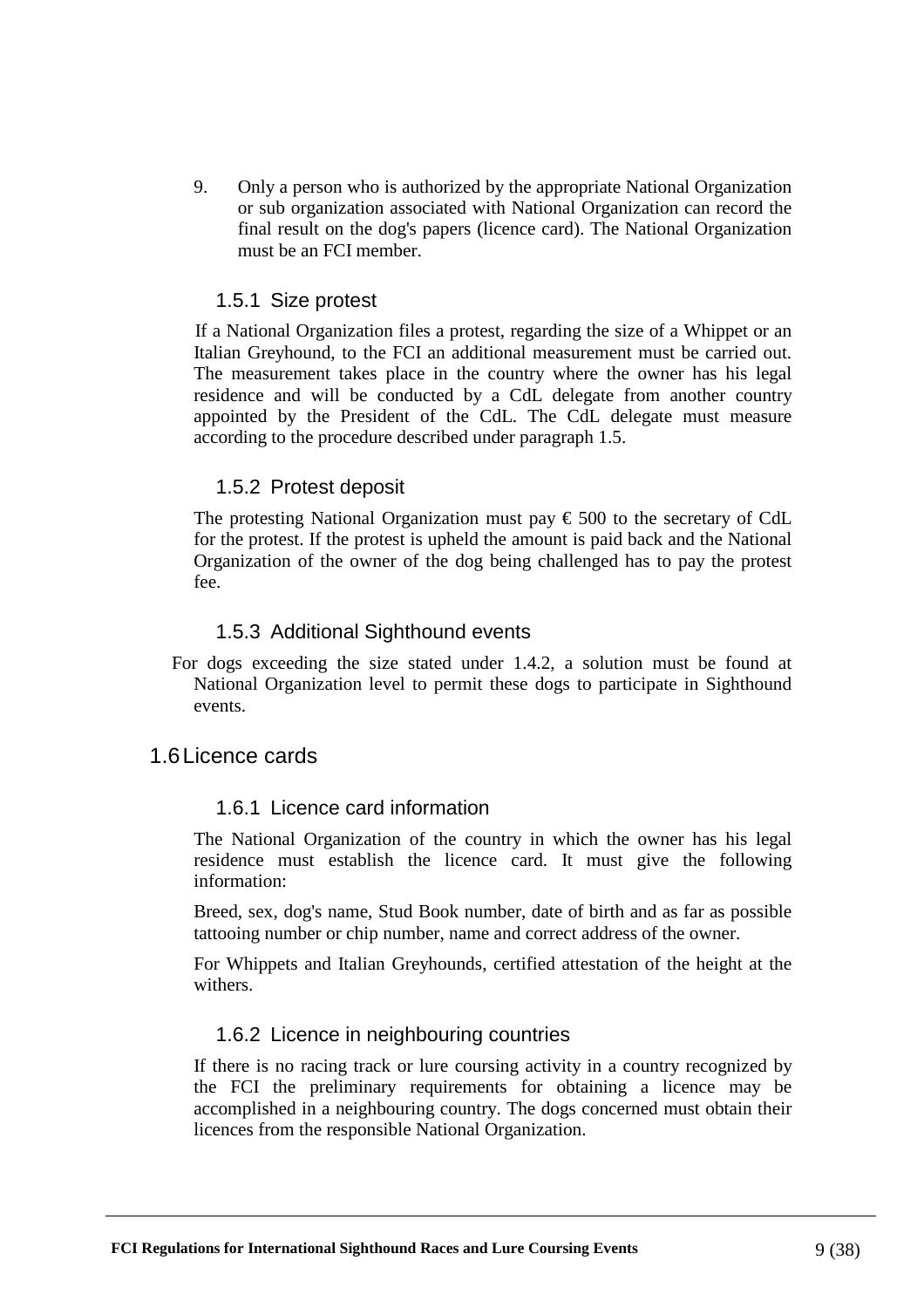9. Only a person who is authorized by the appropriate National Organization or sub organization associated with National Organization can record the final result on the dog's papers (licence card). The National Organization must be an FCI member.

### 1.5.1 Size protest

If a National Organization files a protest, regarding the size of a Whippet or an Italian Greyhound, to the FCI an additional measurement must be carried out. The measurement takes place in the country where the owner has his legal residence and will be conducted by a CdL delegate from another country appointed by the President of the CdL. The CdL delegate must measure according to the procedure described under paragraph 1.5.

### 1.5.2 Protest deposit

The protesting National Organization must pay € 500 to the secretary of CdL for the protest. If the protest is upheld the amount is paid back and the National Organization of the owner of the dog being challenged has to pay the protest fee.

### 1.5.3 Additional Sighthound events

For dogs exceeding the size stated under 1.4.2, a solution must be found at National Organization level to permit these dogs to participate in Sighthound events.

## 1.6 Licence cards

### 1.6.1 Licence card information

The National Organization of the country in which the owner has his legal residence must establish the licence card. It must give the following information:

Breed, sex, dog's name, Stud Book number, date of birth and as far as possible tattooing number or chip number, name and correct address of the owner.

For Whippets and Italian Greyhounds, certified attestation of the height at the withers.

### 1.6.2 Licence in neighbouring countries

If there is no racing track or lure coursing activity in a country recognized by the FCI the preliminary requirements for obtaining a licence may be accomplished in a neighbouring country. The dogs concerned must obtain their licences from the responsible National Organization.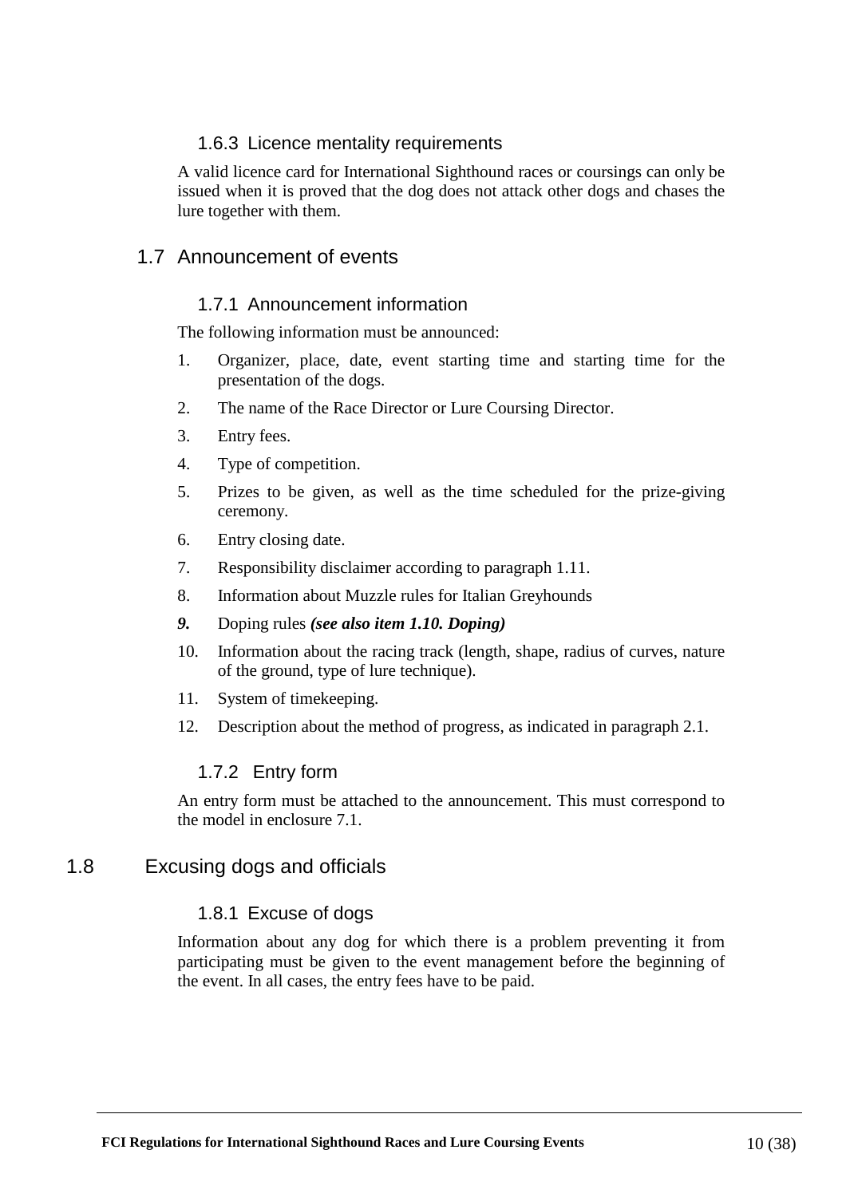### 1.6.3 Licence mentality requirements

A valid licence card for International Sighthound races or coursings can only be issued when it is proved that the dog does not attack other dogs and chases the lure together with them.

## 1.7 Announcement of events

### 1.7.1 Announcement information

The following information must be announced:

1. Organizer, place, date, event starting time and starting time for the presentation of the dogs.
2. The name of the Race Director or Lure Coursing Director.
3. Entry fees.
4. Type of competition.
5. Prizes to be given, as well as the time scheduled for the prize-giving ceremony.
6. Entry closing date.
7. Responsibility disclaimer according to paragraph 1.11.
8. Information about Muzzle rules for Italian Greyhounds
9. Doping rules ***(see also item 1.10. Doping)***
10. Information about the racing track (length, shape, radius of curves, nature of the ground, type of lure technique).
11. System of timekeeping.
12. Description about the method of progress, as indicated in paragraph 2.1.

### 1.7.2 Entry form

An entry form must be attached to the announcement. This must correspond to the model in enclosure 7.1.

## 1.8 Excusing dogs and officials

### 1.8.1 Excuse of dogs

Information about any dog for which there is a problem preventing it from participating must be given to the event management before the beginning of the event. In all cases, the entry fees have to be paid.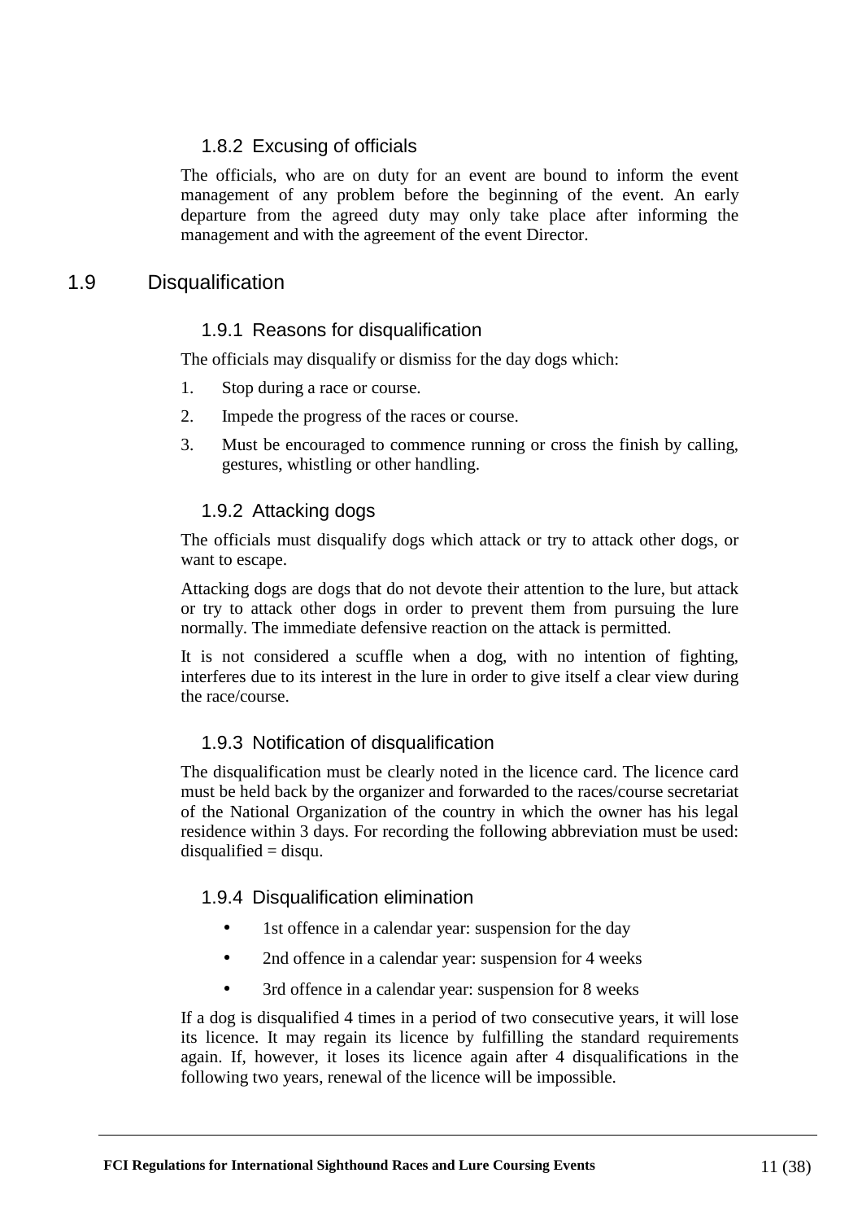### 1.8.2 Excusing of officials

The officials, who are on duty for an event are bound to inform the event management of any problem before the beginning of the event. An early departure from the agreed duty may only take place after informing the management and with the agreement of the event Director.

## 1.9 Disqualification

### 1.9.1 Reasons for disqualification

The officials may disqualify or dismiss for the day dogs which:

1. Stop during a race or course.
2. Impede the progress of the races or course.
3. Must be encouraged to commence running or cross the finish by calling, gestures, whistling or other handling.

### 1.9.2 Attacking dogs

The officials must disqualify dogs which attack or try to attack other dogs, or want to escape.

Attacking dogs are dogs that do not devote their attention to the lure, but attack or try to attack other dogs in order to prevent them from pursuing the lure normally. The immediate defensive reaction on the attack is permitted.

It is not considered a scuffle when a dog, with no intention of fighting, interferes due to its interest in the lure in order to give itself a clear view during the race/course.

### 1.9.3 Notification of disqualification

The disqualification must be clearly noted in the licence card. The licence card must be held back by the organizer and forwarded to the races/course secretariat of the National Organization of the country in which the owner has his legal residence within 3 days. For recording the following abbreviation must be used: disqualified = disqu.

### 1.9.4 Disqualification elimination

- 1st offence in a calendar year: suspension for the day
- 2nd offence in a calendar year: suspension for 4 weeks
- 3rd offence in a calendar year: suspension for 8 weeks

If a dog is disqualified 4 times in a period of two consecutive years, it will lose its licence. It may regain its licence by fulfilling the standard requirements again. If, however, it loses its licence again after 4 disqualifications in the following two years, renewal of the licence will be impossible.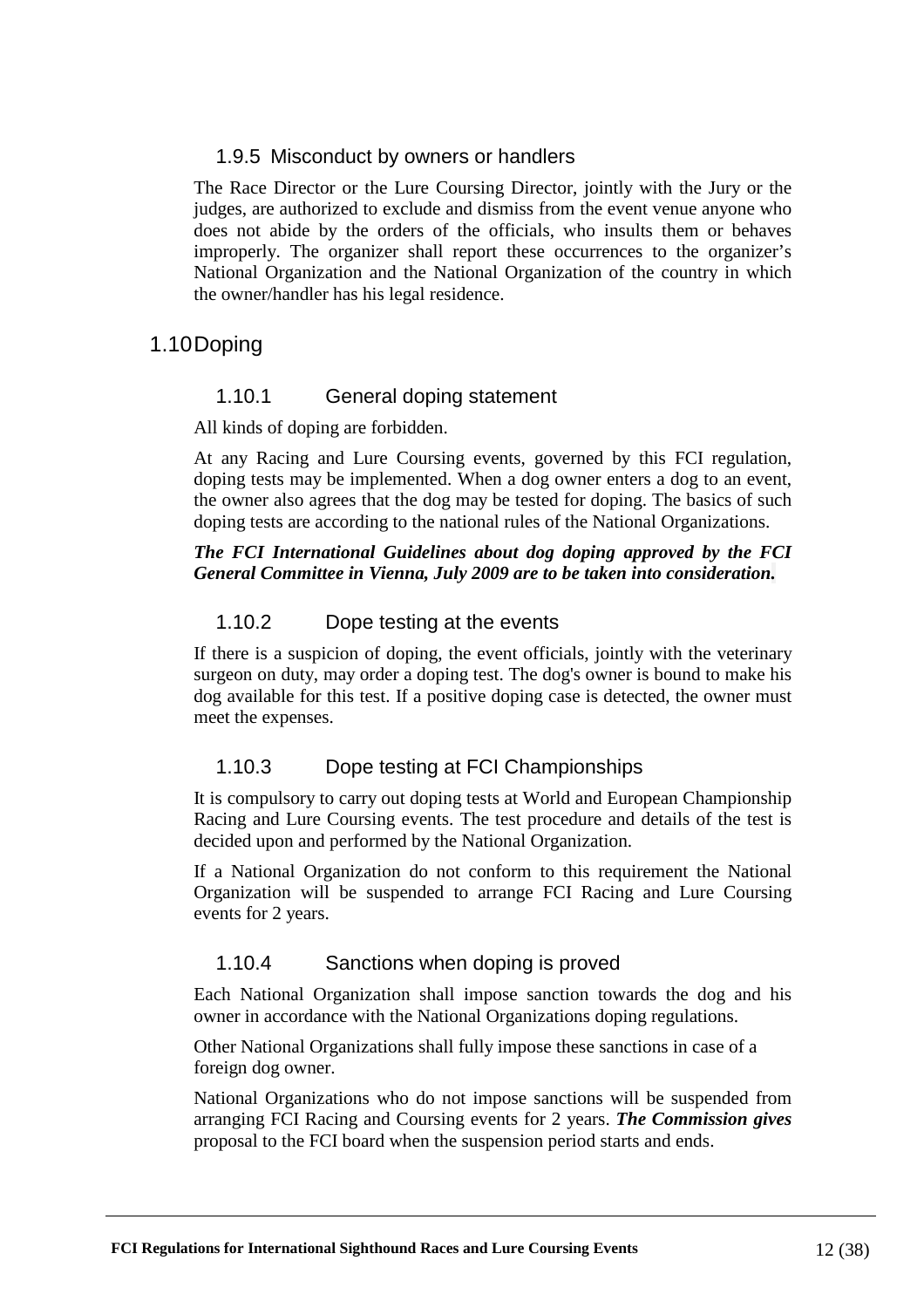### 1.9.5 Misconduct by owners or handlers

The Race Director or the Lure Coursing Director, jointly with the Jury or the judges, are authorized to exclude and dismiss from the event venue anyone who does not abide by the orders of the officials, who insults them or behaves improperly. The organizer shall report these occurrences to the organizer's National Organization and the National Organization of the country in which the owner/handler has his legal residence.

## 1.10 Doping

### 1.10.1 General doping statement

All kinds of doping are forbidden.

At any Racing and Lure Coursing events, governed by this FCI regulation, doping tests may be implemented. When a dog owner enters a dog to an event, the owner also agrees that the dog may be tested for doping. The basics of such doping tests are according to the national rules of the National Organizations.

***The FCI International Guidelines about dog doping approved by the FCI General Committee in Vienna, July 2009 are to be taken into consideration.***

### 1.10.2 Dope testing at the events

If there is a suspicion of doping, the event officials, jointly with the veterinary surgeon on duty, may order a doping test. The dog's owner is bound to make his dog available for this test. If a positive doping case is detected, the owner must meet the expenses.

### 1.10.3 Dope testing at FCI Championships

It is compulsory to carry out doping tests at World and European Championship Racing and Lure Coursing events. The test procedure and details of the test is decided upon and performed by the National Organization.

If a National Organization do not conform to this requirement the National Organization will be suspended to arrange FCI Racing and Lure Coursing events for 2 years.

### 1.10.4 Sanctions when doping is proved

Each National Organization shall impose sanction towards the dog and his owner in accordance with the National Organizations doping regulations.

Other National Organizations shall fully impose these sanctions in case of a foreign dog owner.

National Organizations who do not impose sanctions will be suspended from arranging FCI Racing and Coursing events for 2 years. ***The Commission gives*** proposal to the FCI board when the suspension period starts and ends.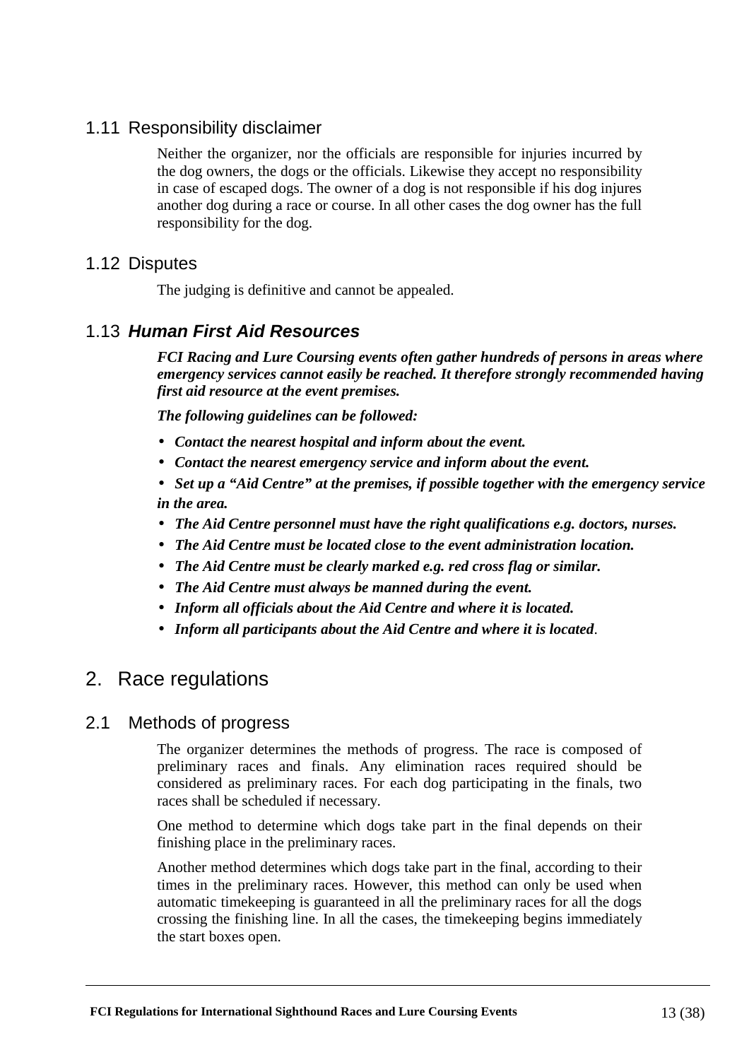## 1.11 Responsibility disclaimer

Neither the organizer, nor the officials are responsible for injuries incurred by the dog owners, the dogs or the officials. Likewise they accept no responsibility in case of escaped dogs. The owner of a dog is not responsible if his dog injures another dog during a race or course. In all other cases the dog owner has the full responsibility for the dog.

## 1.12 Disputes

The judging is definitive and cannot be appealed.

## 1.13 ***Human First Aid Resources***

***FCI Racing and Lure Coursing events often gather hundreds of persons in areas where emergency services cannot easily be reached. It therefore strongly recommended having first aid resource at the event premises.***

***The following guidelines can be followed:***

- ***Contact the nearest hospital and inform about the event.***
- ***Contact the nearest emergency service and inform about the event.***
- ***Set up a "Aid Centre" at the premises, if possible together with the emergency service in the area.***
- ***The Aid Centre personnel must have the right qualifications e.g. doctors, nurses.***
- ***The Aid Centre must be located close to the event administration location.***
- ***The Aid Centre must be clearly marked e.g. red cross flag or similar.***
- ***The Aid Centre must always be manned during the event.***
- ***Inform all officials about the Aid Centre and where it is located.***
- ***Inform all participants about the Aid Centre and where it is located***.

# 2. Race regulations

## 2.1 Methods of progress

The organizer determines the methods of progress. The race is composed of preliminary races and finals. Any elimination races required should be considered as preliminary races. For each dog participating in the finals, two races shall be scheduled if necessary.

One method to determine which dogs take part in the final depends on their finishing place in the preliminary races.

Another method determines which dogs take part in the final, according to their times in the preliminary races. However, this method can only be used when automatic timekeeping is guaranteed in all the preliminary races for all the dogs crossing the finishing line. In all the cases, the timekeeping begins immediately the start boxes open.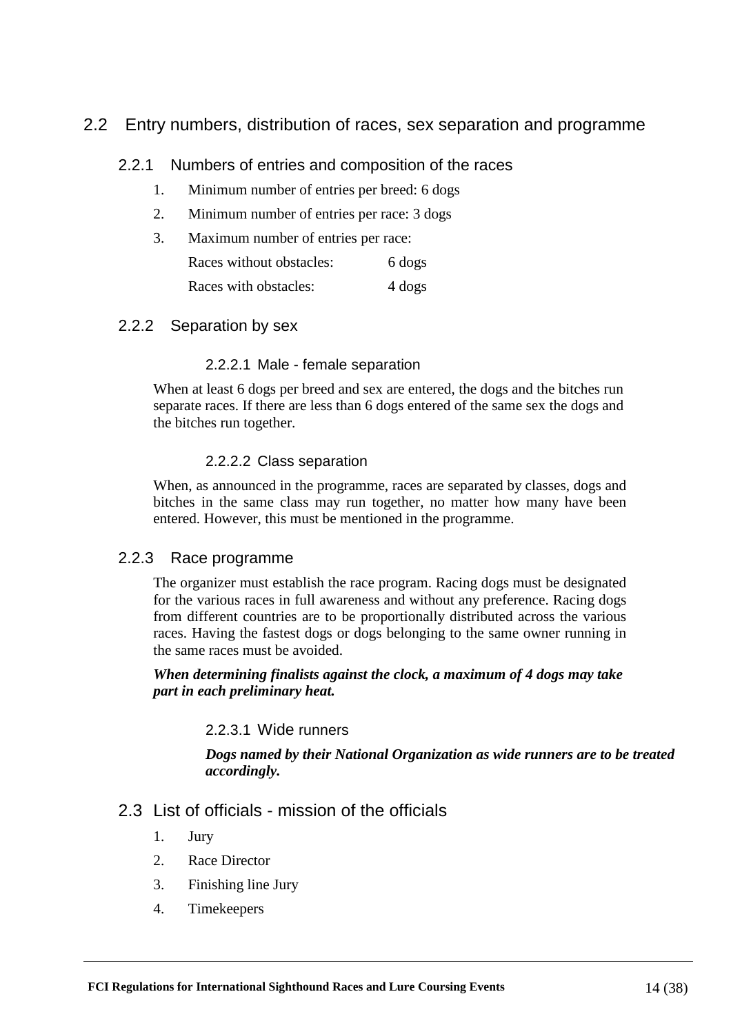## 2.2 Entry numbers, distribution of races, sex separation and programme

### 2.2.1 Numbers of entries and composition of the races

1. Minimum number of entries per breed: 6 dogs
2. Minimum number of entries per race: 3 dogs
3. Maximum number of entries per race:

   Races without obstacles: 6 dogs

   Races with obstacles: 4 dogs

### 2.2.2 Separation by sex

#### 2.2.2.1 Male - female separation

When at least 6 dogs per breed and sex are entered, the dogs and the bitches run separate races. If there are less than 6 dogs entered of the same sex the dogs and the bitches run together.

#### 2.2.2.2 Class separation

When, as announced in the programme, races are separated by classes, dogs and bitches in the same class may run together, no matter how many have been entered. However, this must be mentioned in the programme.

### 2.2.3 Race programme

The organizer must establish the race program. Racing dogs must be designated for the various races in full awareness and without any preference. Racing dogs from different countries are to be proportionally distributed across the various races. Having the fastest dogs or dogs belonging to the same owner running in the same races must be avoided.

***When determining finalists against the clock, a maximum of 4 dogs may take part in each preliminary heat.***

#### 2.2.3.1 Wide runners

***Dogs named by their National Organization as wide runners are to be treated accordingly.***

## 2.3 List of officials - mission of the officials

1. Jury
2. Race Director
3. Finishing line Jury
4. Timekeepers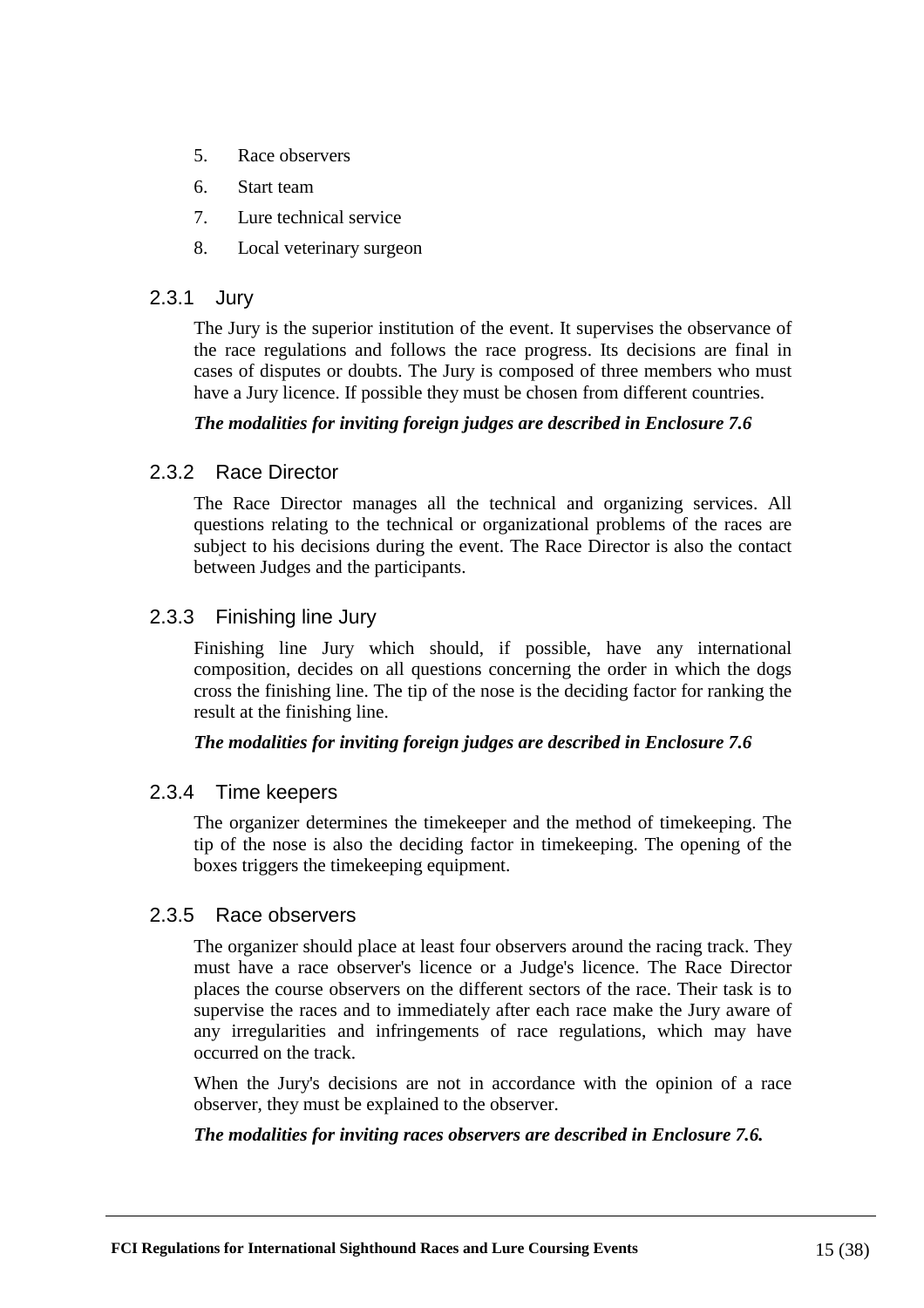5. Race observers
6. Start team
7. Lure technical service
8. Local veterinary surgeon

### 2.3.1 Jury

The Jury is the superior institution of the event. It supervises the observance of the race regulations and follows the race progress. Its decisions are final in cases of disputes or doubts. The Jury is composed of three members who must have a Jury licence. If possible they must be chosen from different countries.

***The modalities for inviting foreign judges are described in Enclosure 7.6***

### 2.3.2 Race Director

The Race Director manages all the technical and organizing services. All questions relating to the technical or organizational problems of the races are subject to his decisions during the event. The Race Director is also the contact between Judges and the participants.

### 2.3.3 Finishing line Jury

Finishing line Jury which should, if possible, have any international composition, decides on all questions concerning the order in which the dogs cross the finishing line. The tip of the nose is the deciding factor for ranking the result at the finishing line.

***The modalities for inviting foreign judges are described in Enclosure 7.6***

### 2.3.4 Time keepers

The organizer determines the timekeeper and the method of timekeeping. The tip of the nose is also the deciding factor in timekeeping. The opening of the boxes triggers the timekeeping equipment.

### 2.3.5 Race observers

The organizer should place at least four observers around the racing track. They must have a race observer's licence or a Judge's licence. The Race Director places the course observers on the different sectors of the race. Their task is to supervise the races and to immediately after each race make the Jury aware of any irregularities and infringements of race regulations, which may have occurred on the track.

When the Jury's decisions are not in accordance with the opinion of a race observer, they must be explained to the observer.

***The modalities for inviting races observers are described in Enclosure 7.6.***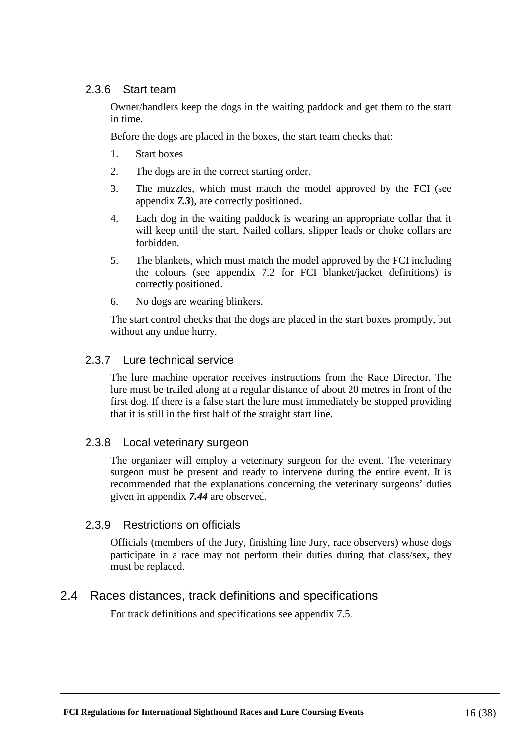### 2.3.6 Start team

Owner/handlers keep the dogs in the waiting paddock and get them to the start in time.

Before the dogs are placed in the boxes, the start team checks that:

1. Start boxes
2. The dogs are in the correct starting order.
3. The muzzles, which must match the model approved by the FCI (see appendix ***7.3***), are correctly positioned.
4. Each dog in the waiting paddock is wearing an appropriate collar that it will keep until the start. Nailed collars, slipper leads or choke collars are forbidden.
5. The blankets, which must match the model approved by the FCI including the colours (see appendix 7.2 for FCI blanket/jacket definitions) is correctly positioned.
6. No dogs are wearing blinkers.

The start control checks that the dogs are placed in the start boxes promptly, but without any undue hurry.

### 2.3.7 Lure technical service

The lure machine operator receives instructions from the Race Director. The lure must be trailed along at a regular distance of about 20 metres in front of the first dog. If there is a false start the lure must immediately be stopped providing that it is still in the first half of the straight start line.

### 2.3.8 Local veterinary surgeon

The organizer will employ a veterinary surgeon for the event. The veterinary surgeon must be present and ready to intervene during the entire event. It is recommended that the explanations concerning the veterinary surgeons' duties given in appendix ***7.44*** are observed.

### 2.3.9 Restrictions on officials

Officials (members of the Jury, finishing line Jury, race observers) whose dogs participate in a race may not perform their duties during that class/sex, they must be replaced.

## 2.4 Races distances, track definitions and specifications

For track definitions and specifications see appendix 7.5.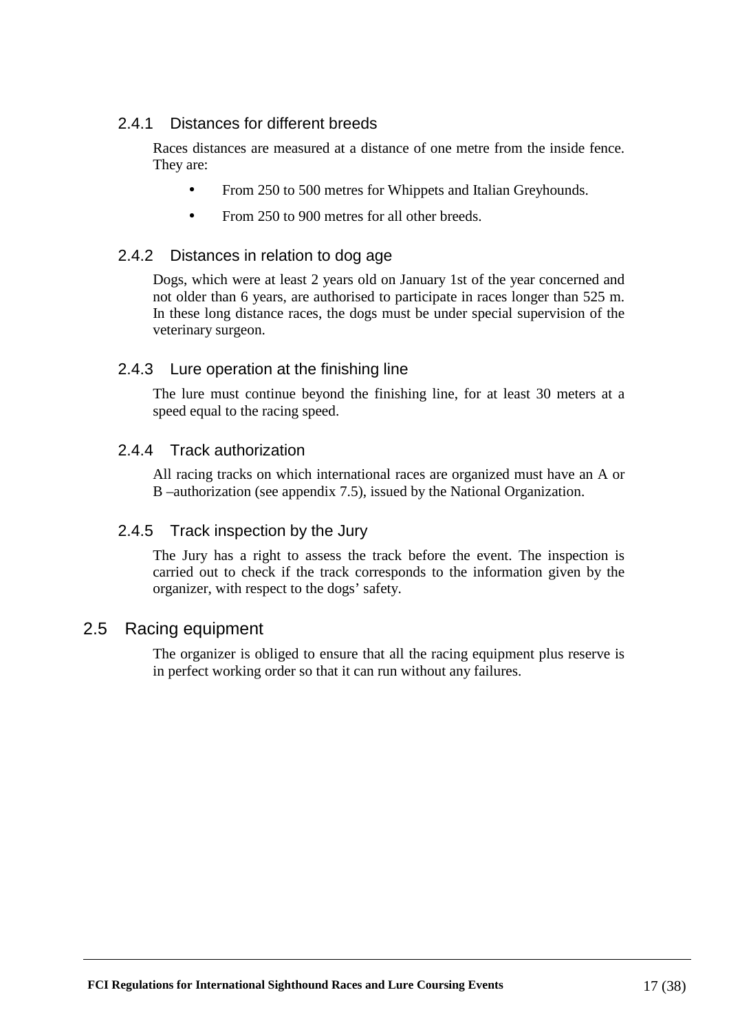### 2.4.1 Distances for different breeds

Races distances are measured at a distance of one metre from the inside fence. They are:

- From 250 to 500 metres for Whippets and Italian Greyhounds.
- From 250 to 900 metres for all other breeds.

### 2.4.2 Distances in relation to dog age

Dogs, which were at least 2 years old on January 1st of the year concerned and not older than 6 years, are authorised to participate in races longer than 525 m. In these long distance races, the dogs must be under special supervision of the veterinary surgeon.

### 2.4.3 Lure operation at the finishing line

The lure must continue beyond the finishing line, for at least 30 meters at a speed equal to the racing speed.

### 2.4.4 Track authorization

All racing tracks on which international races are organized must have an A or B –authorization (see appendix 7.5), issued by the National Organization.

### 2.4.5 Track inspection by the Jury

The Jury has a right to assess the track before the event. The inspection is carried out to check if the track corresponds to the information given by the organizer, with respect to the dogs' safety.

## 2.5 Racing equipment

The organizer is obliged to ensure that all the racing equipment plus reserve is in perfect working order so that it can run without any failures.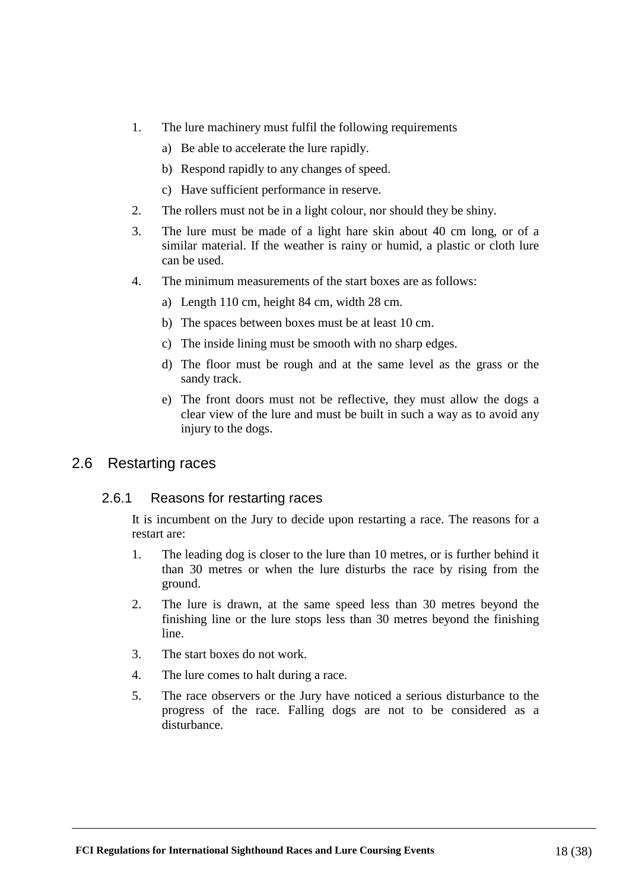1. The lure machinery must fulfil the following requirements
   a) Be able to accelerate the lure rapidly.
   b) Respond rapidly to any changes of speed.
   c) Have sufficient performance in reserve.
2. The rollers must not be in a light colour, nor should they be shiny.
3. The lure must be made of a light hare skin about 40 cm long, or of a similar material. If the weather is rainy or humid, a plastic or cloth lure can be used.
4. The minimum measurements of the start boxes are as follows:
   a) Length 110 cm, height 84 cm, width 28 cm.
   b) The spaces between boxes must be at least 10 cm.
   c) The inside lining must be smooth with no sharp edges.
   d) The floor must be rough and at the same level as the grass or the sandy track.
   e) The front doors must not be reflective, they must allow the dogs a clear view of the lure and must be built in such a way as to avoid any injury to the dogs.

## 2.6 Restarting races

### 2.6.1 Reasons for restarting races

It is incumbent on the Jury to decide upon restarting a race. The reasons for a restart are:

1. The leading dog is closer to the lure than 10 metres, or is further behind it than 30 metres or when the lure disturbs the race by rising from the ground.
2. The lure is drawn, at the same speed less than 30 metres beyond the finishing line or the lure stops less than 30 metres beyond the finishing line.
3. The start boxes do not work.
4. The lure comes to halt during a race.
5. The race observers or the Jury have noticed a serious disturbance to the progress of the race. Falling dogs are not to be considered as a disturbance.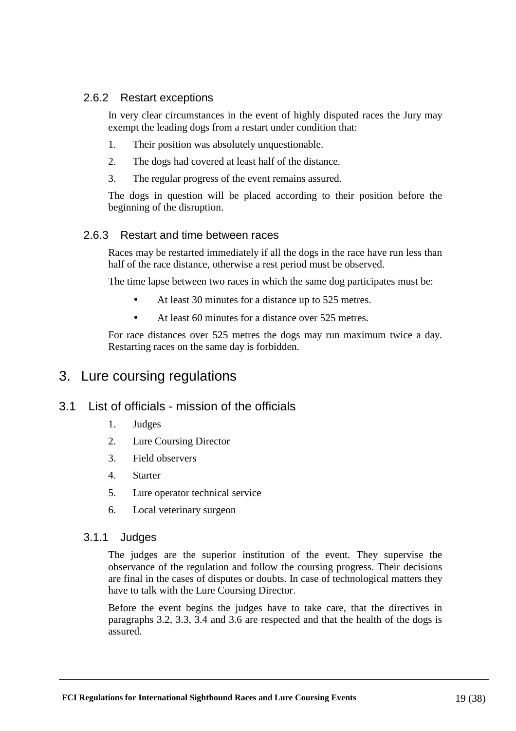### 2.6.2 Restart exceptions

In very clear circumstances in the event of highly disputed races the Jury may exempt the leading dogs from a restart under condition that:

1. Their position was absolutely unquestionable.
2. The dogs had covered at least half of the distance.
3. The regular progress of the event remains assured.

The dogs in question will be placed according to their position before the beginning of the disruption.

### 2.6.3 Restart and time between races

Races may be restarted immediately if all the dogs in the race have run less than half of the race distance, otherwise a rest period must be observed.

The time lapse between two races in which the same dog participates must be:

- At least 30 minutes for a distance up to 525 metres.
- At least 60 minutes for a distance over 525 metres.

For race distances over 525 metres the dogs may run maximum twice a day. Restarting races on the same day is forbidden.

# 3. Lure coursing regulations

## 3.1 List of officials - mission of the officials

1. Judges
2. Lure Coursing Director
3. Field observers
4. Starter
5. Lure operator technical service
6. Local veterinary surgeon

### 3.1.1 Judges

The judges are the superior institution of the event. They supervise the observance of the regulation and follow the coursing progress. Their decisions are final in the cases of disputes or doubts. In case of technological matters they have to talk with the Lure Coursing Director.

Before the event begins the judges have to take care, that the directives in paragraphs 3.2, 3.3, 3.4 and 3.6 are respected and that the health of the dogs is assured.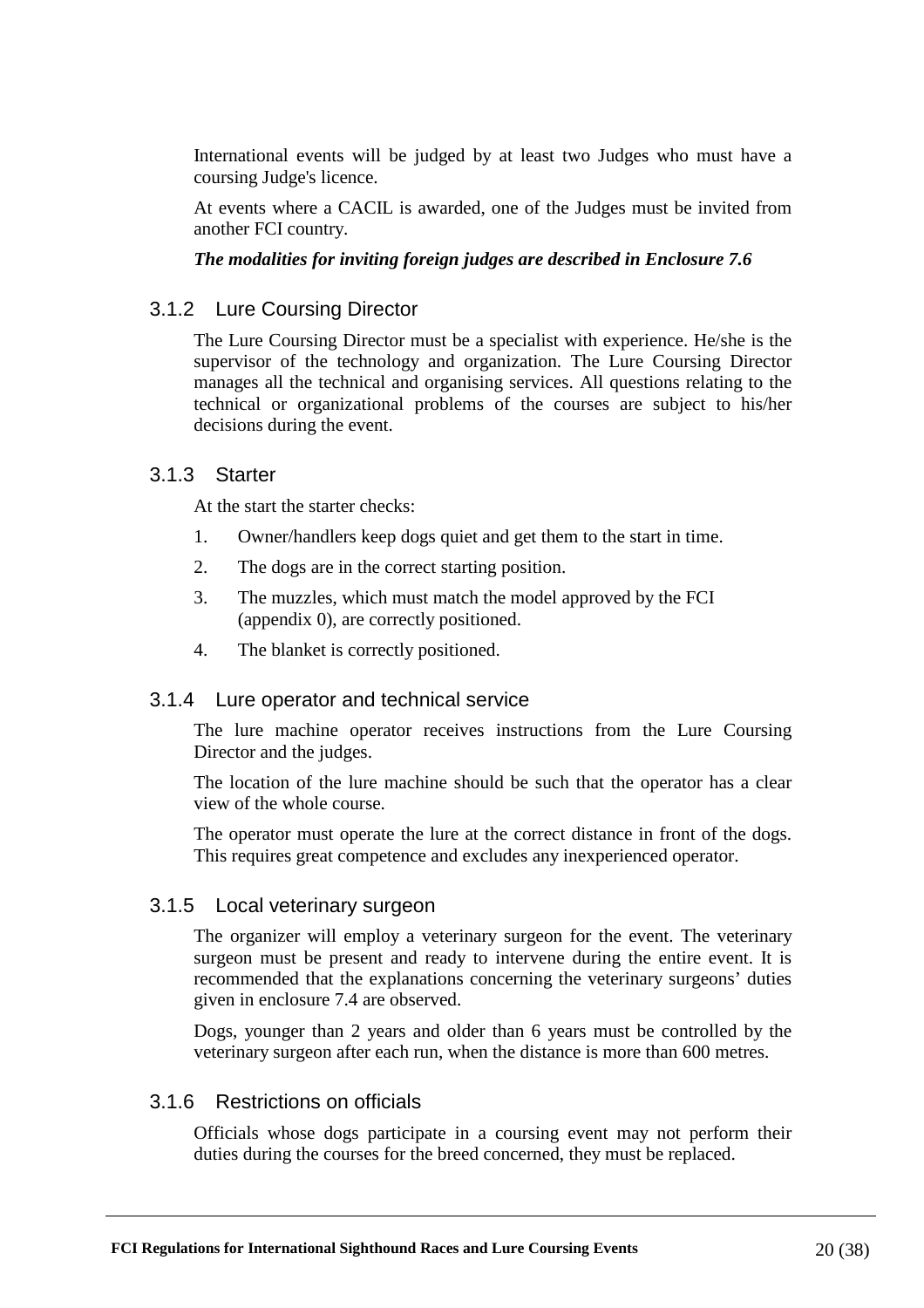International events will be judged by at least two Judges who must have a coursing Judge's licence.

At events where a CACIL is awarded, one of the Judges must be invited from another FCI country.

***The modalities for inviting foreign judges are described in Enclosure 7.6***

### 3.1.2 Lure Coursing Director

The Lure Coursing Director must be a specialist with experience. He/she is the supervisor of the technology and organization. The Lure Coursing Director manages all the technical and organising services. All questions relating to the technical or organizational problems of the courses are subject to his/her decisions during the event.

### 3.1.3 Starter

At the start the starter checks:

1. Owner/handlers keep dogs quiet and get them to the start in time.
2. The dogs are in the correct starting position.
3. The muzzles, which must match the model approved by the FCI (appendix 0), are correctly positioned.
4. The blanket is correctly positioned.

### 3.1.4 Lure operator and technical service

The lure machine operator receives instructions from the Lure Coursing Director and the judges.

The location of the lure machine should be such that the operator has a clear view of the whole course.

The operator must operate the lure at the correct distance in front of the dogs. This requires great competence and excludes any inexperienced operator.

### 3.1.5 Local veterinary surgeon

The organizer will employ a veterinary surgeon for the event. The veterinary surgeon must be present and ready to intervene during the entire event. It is recommended that the explanations concerning the veterinary surgeons' duties given in enclosure 7.4 are observed.

Dogs, younger than 2 years and older than 6 years must be controlled by the veterinary surgeon after each run, when the distance is more than 600 metres.

### 3.1.6 Restrictions on officials

Officials whose dogs participate in a coursing event may not perform their duties during the courses for the breed concerned, they must be replaced.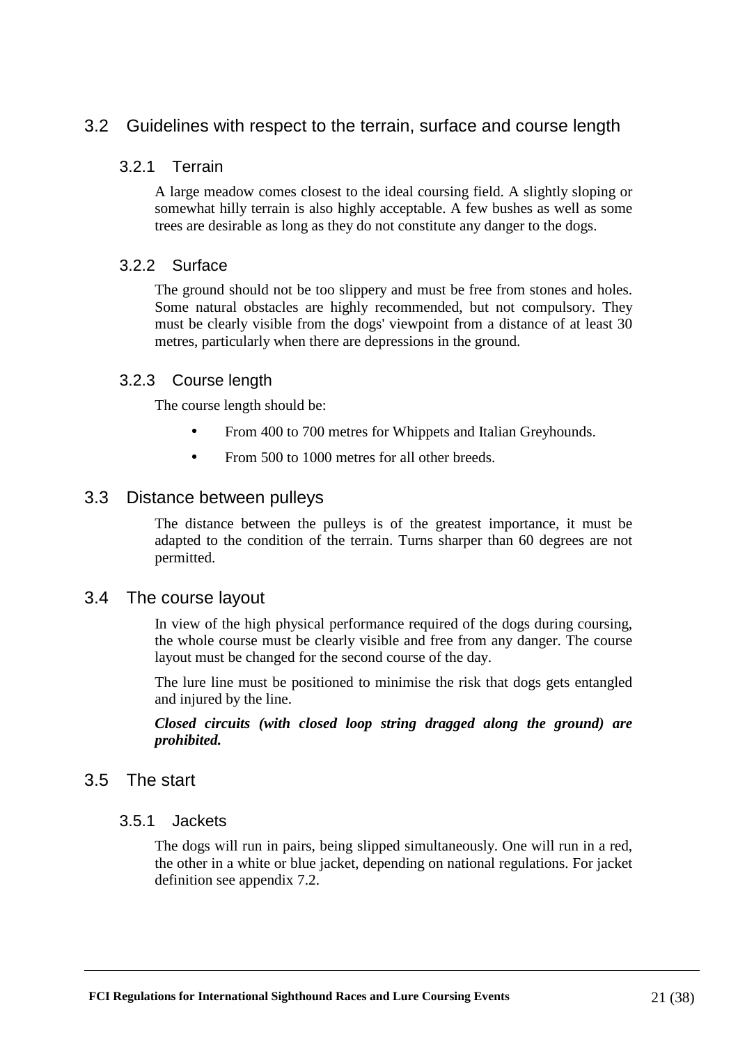## 3.2 Guidelines with respect to the terrain, surface and course length

### 3.2.1 Terrain

A large meadow comes closest to the ideal coursing field. A slightly sloping or somewhat hilly terrain is also highly acceptable. A few bushes as well as some trees are desirable as long as they do not constitute any danger to the dogs.

### 3.2.2 Surface

The ground should not be too slippery and must be free from stones and holes. Some natural obstacles are highly recommended, but not compulsory. They must be clearly visible from the dogs' viewpoint from a distance of at least 30 metres, particularly when there are depressions in the ground.

### 3.2.3 Course length

The course length should be:

- From 400 to 700 metres for Whippets and Italian Greyhounds.
- From 500 to 1000 metres for all other breeds.

## 3.3 Distance between pulleys

The distance between the pulleys is of the greatest importance, it must be adapted to the condition of the terrain. Turns sharper than 60 degrees are not permitted.

## 3.4 The course layout

In view of the high physical performance required of the dogs during coursing, the whole course must be clearly visible and free from any danger. The course layout must be changed for the second course of the day.

The lure line must be positioned to minimise the risk that dogs gets entangled and injured by the line.

***Closed circuits (with closed loop string dragged along the ground) are prohibited.***

## 3.5 The start

### 3.5.1 Jackets

The dogs will run in pairs, being slipped simultaneously. One will run in a red, the other in a white or blue jacket, depending on national regulations. For jacket definition see appendix 7.2.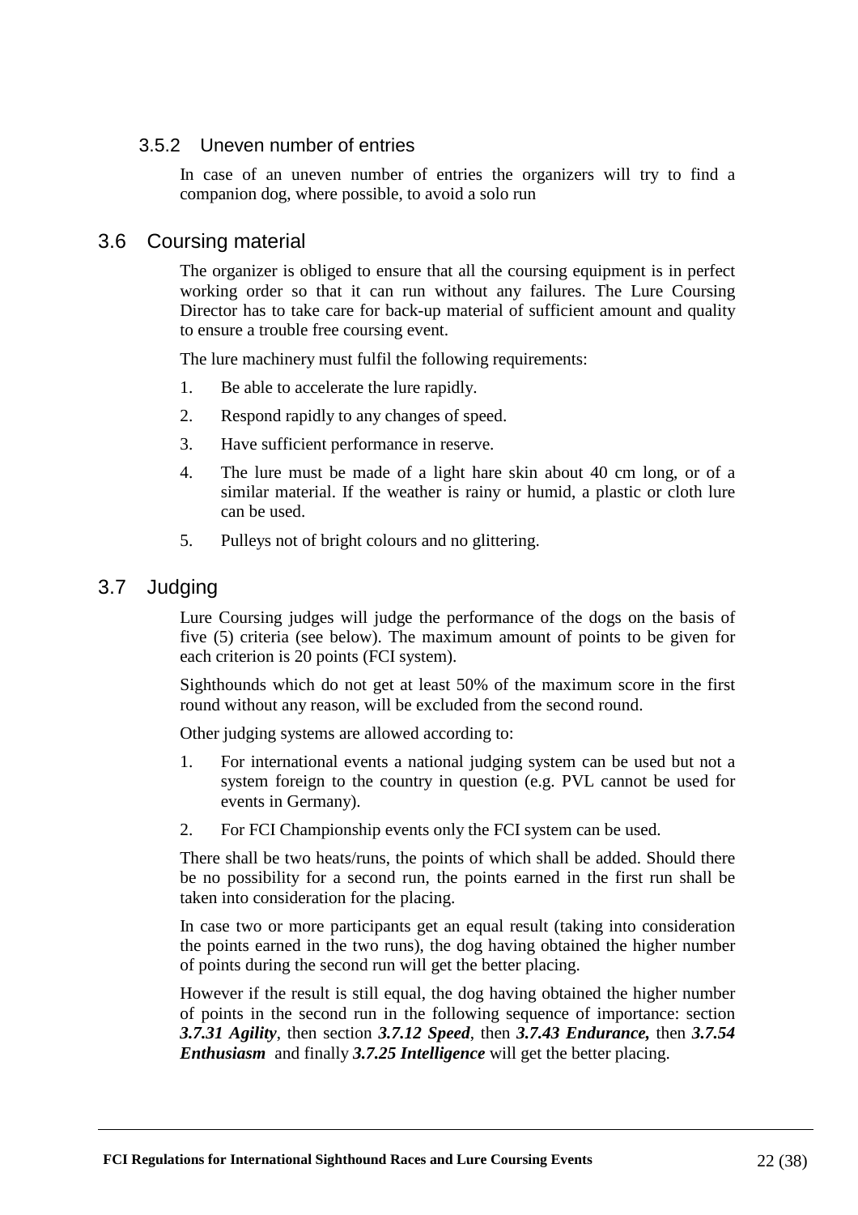### 3.5.2 Uneven number of entries

In case of an uneven number of entries the organizers will try to find a companion dog, where possible, to avoid a solo run

## 3.6 Coursing material

The organizer is obliged to ensure that all the coursing equipment is in perfect working order so that it can run without any failures. The Lure Coursing Director has to take care for back-up material of sufficient amount and quality to ensure a trouble free coursing event.

The lure machinery must fulfil the following requirements:

1. Be able to accelerate the lure rapidly.
2. Respond rapidly to any changes of speed.
3. Have sufficient performance in reserve.
4. The lure must be made of a light hare skin about 40 cm long, or of a similar material. If the weather is rainy or humid, a plastic or cloth lure can be used.
5. Pulleys not of bright colours and no glittering.

## 3.7 Judging

Lure Coursing judges will judge the performance of the dogs on the basis of five (5) criteria (see below). The maximum amount of points to be given for each criterion is 20 points (FCI system).

Sighthounds which do not get at least 50% of the maximum score in the first round without any reason, will be excluded from the second round.

Other judging systems are allowed according to:

1. For international events a national judging system can be used but not a system foreign to the country in question (e.g. PVL cannot be used for events in Germany).
2. For FCI Championship events only the FCI system can be used.

There shall be two heats/runs, the points of which shall be added. Should there be no possibility for a second run, the points earned in the first run shall be taken into consideration for the placing.

In case two or more participants get an equal result (taking into consideration the points earned in the two runs), the dog having obtained the higher number of points during the second run will get the better placing.

However if the result is still equal, the dog having obtained the higher number of points in the second run in the following sequence of importance: section ***3.7.31 Agility***, then section ***3.7.12 Speed***, then ***3.7.43 Endurance,*** then ***3.7.54 Enthusiasm*** and finally ***3.7.25 Intelligence*** will get the better placing.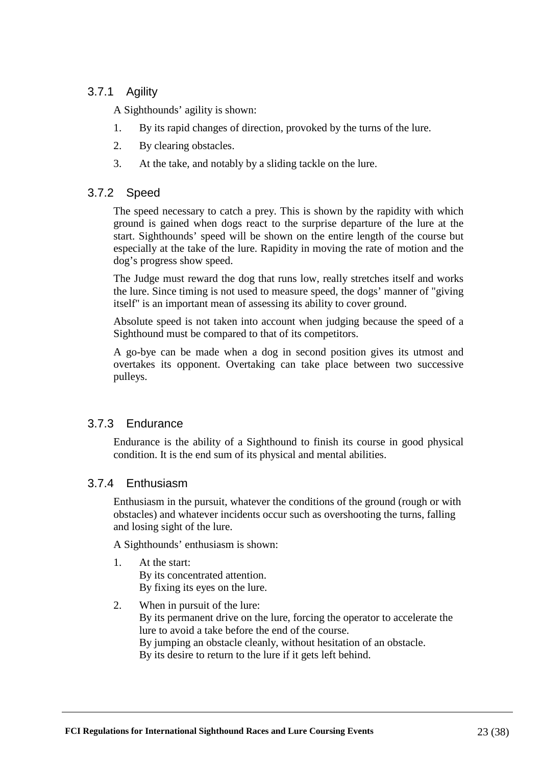### 3.7.1 Agility

A Sighthounds' agility is shown:

1. By its rapid changes of direction, provoked by the turns of the lure.
2. By clearing obstacles.
3. At the take, and notably by a sliding tackle on the lure.

### 3.7.2 Speed

The speed necessary to catch a prey. This is shown by the rapidity with which ground is gained when dogs react to the surprise departure of the lure at the start. Sighthounds' speed will be shown on the entire length of the course but especially at the take of the lure. Rapidity in moving the rate of motion and the dog's progress show speed.

The Judge must reward the dog that runs low, really stretches itself and works the lure. Since timing is not used to measure speed, the dogs' manner of "giving itself" is an important mean of assessing its ability to cover ground.

Absolute speed is not taken into account when judging because the speed of a Sighthound must be compared to that of its competitors.

A go-bye can be made when a dog in second position gives its utmost and overtakes its opponent. Overtaking can take place between two successive pulleys.

### 3.7.3 Endurance

Endurance is the ability of a Sighthound to finish its course in good physical condition. It is the end sum of its physical and mental abilities.

### 3.7.4 Enthusiasm

Enthusiasm in the pursuit, whatever the conditions of the ground (rough or with obstacles) and whatever incidents occur such as overshooting the turns, falling and losing sight of the lure.

A Sighthounds' enthusiasm is shown:

1. At the start:
   By its concentrated attention.
   By fixing its eyes on the lure.
2. When in pursuit of the lure:
   By its permanent drive on the lure, forcing the operator to accelerate the lure to avoid a take before the end of the course.
   By jumping an obstacle cleanly, without hesitation of an obstacle.
   By its desire to return to the lure if it gets left behind.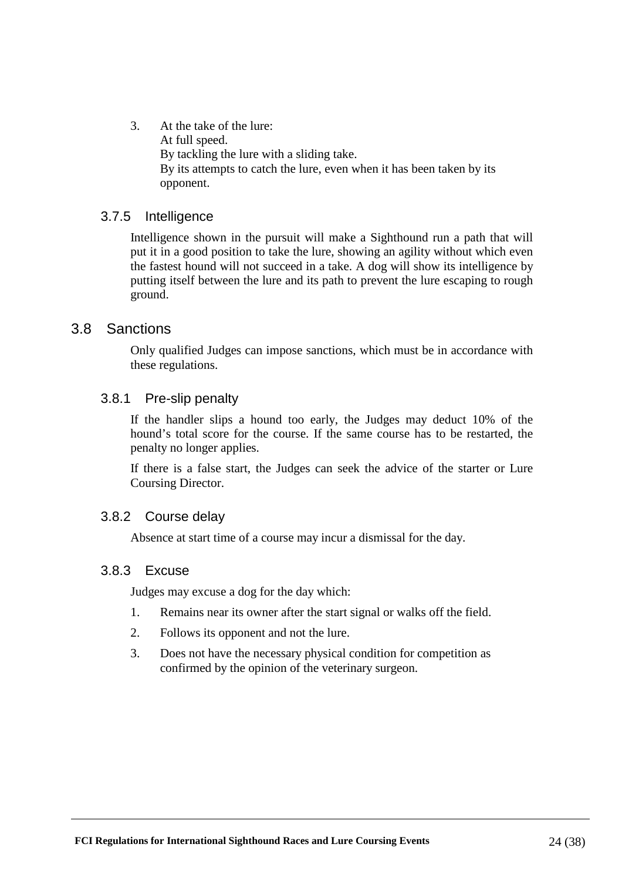3. At the take of the lure:
   At full speed.
   By tackling the lure with a sliding take.
   By its attempts to catch the lure, even when it has been taken by its opponent.

### 3.7.5 Intelligence

Intelligence shown in the pursuit will make a Sighthound run a path that will put it in a good position to take the lure, showing an agility without which even the fastest hound will not succeed in a take. A dog will show its intelligence by putting itself between the lure and its path to prevent the lure escaping to rough ground.

## 3.8 Sanctions

Only qualified Judges can impose sanctions, which must be in accordance with these regulations.

### 3.8.1 Pre-slip penalty

If the handler slips a hound too early, the Judges may deduct 10% of the hound's total score for the course. If the same course has to be restarted, the penalty no longer applies.

If there is a false start, the Judges can seek the advice of the starter or Lure Coursing Director.

### 3.8.2 Course delay

Absence at start time of a course may incur a dismissal for the day.

### 3.8.3 Excuse

Judges may excuse a dog for the day which:

1. Remains near its owner after the start signal or walks off the field.
2. Follows its opponent and not the lure.
3. Does not have the necessary physical condition for competition as confirmed by the opinion of the veterinary surgeon.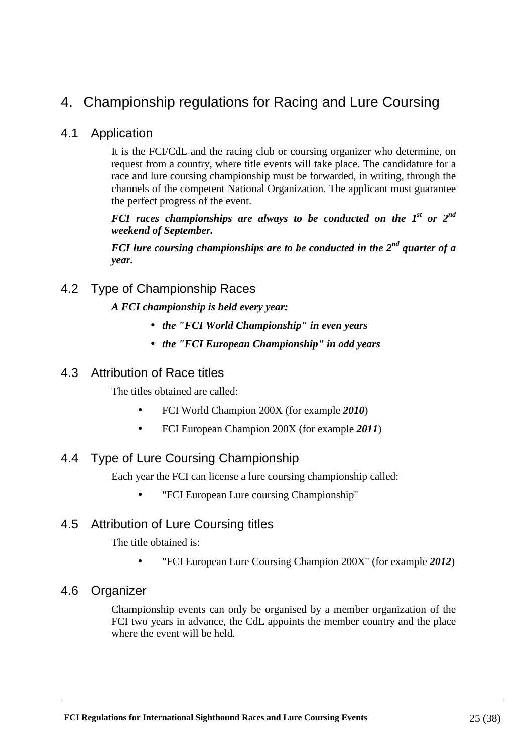# 4. Championship regulations for Racing and Lure Coursing

## 4.1 Application

It is the FCI/CdL and the racing club or coursing organizer who determine, on request from a country, where title events will take place. The candidature for a race and lure coursing championship must be forwarded, in writing, through the channels of the competent National Organization. The applicant must guarantee the perfect progress of the event.

***FCI races championships are always to be conducted on the 1st or 2nd weekend of September.***

***FCI lure coursing championships are to be conducted in the 2nd quarter of a year.***

## 4.2 Type of Championship Races

***A FCI championship is held every year:***

- ***the "FCI World Championship" in even years***
- ***the "FCI European Championship" in odd years***

## 4.3 Attribution of Race titles

The titles obtained are called:

- FCI World Champion 200X (for example ***2010***)
- FCI European Champion 200X (for example ***2011***)

## 4.4 Type of Lure Coursing Championship

Each year the FCI can license a lure coursing championship called:

- "FCI European Lure coursing Championship"

## 4.5 Attribution of Lure Coursing titles

The title obtained is:

- "FCI European Lure Coursing Champion 200X" (for example ***2012***)

## 4.6 Organizer

Championship events can only be organised by a member organization of the FCI two years in advance, the CdL appoints the member country and the place where the event will be held.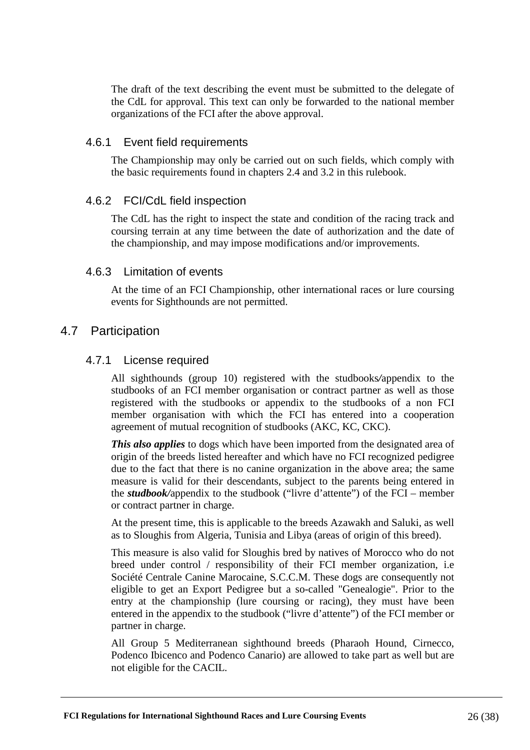The draft of the text describing the event must be submitted to the delegate of the CdL for approval. This text can only be forwarded to the national member organizations of the FCI after the above approval.

### 4.6.1 Event field requirements

The Championship may only be carried out on such fields, which comply with the basic requirements found in chapters 2.4 and 3.2 in this rulebook.

### 4.6.2 FCI/CdL field inspection

The CdL has the right to inspect the state and condition of the racing track and coursing terrain at any time between the date of authorization and the date of the championship, and may impose modifications and/or improvements.

### 4.6.3 Limitation of events

At the time of an FCI Championship, other international races or lure coursing events for Sighthounds are not permitted.

## 4.7 Participation

### 4.7.1 License required

All sighthounds (group 10) registered with the studbooks/appendix to the studbooks of an FCI member organisation or contract partner as well as those registered with the studbooks or appendix to the studbooks of a non FCI member organisation with which the FCI has entered into a cooperation agreement of mutual recognition of studbooks (AKC, KC, CKC).

***This also applies*** to dogs which have been imported from the designated area of origin of the breeds listed hereafter and which have no FCI recognized pedigree due to the fact that there is no canine organization in the above area; the same measure is valid for their descendants, subject to the parents being entered in the ***studbook/***appendix to the studbook ("livre d'attente") of the FCI – member or contract partner in charge.

At the present time, this is applicable to the breeds Azawakh and Saluki, as well as to Sloughis from Algeria, Tunisia and Libya (areas of origin of this breed).

This measure is also valid for Sloughis bred by natives of Morocco who do not breed under control / responsibility of their FCI member organization, i.e Société Centrale Canine Marocaine, S.C.C.M. These dogs are consequently not eligible to get an Export Pedigree but a so-called "Genealogie". Prior to the entry at the championship (lure coursing or racing), they must have been entered in the appendix to the studbook ("livre d'attente") of the FCI member or partner in charge.

All Group 5 Mediterranean sighthound breeds (Pharaoh Hound, Cirnecco, Podenco Ibicenco and Podenco Canario) are allowed to take part as well but are not eligible for the CACIL.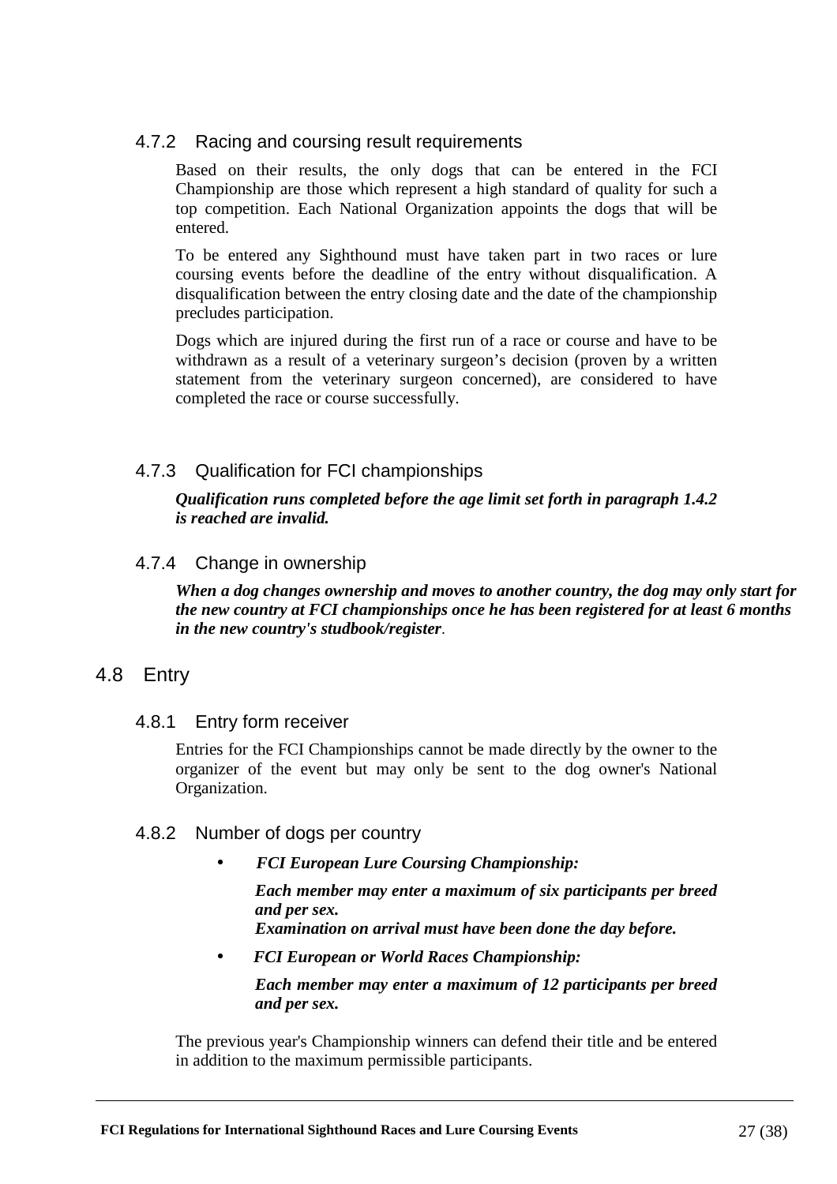#### 4.7.2 Racing and coursing result requirements

Based on their results, the only dogs that can be entered in the FCI Championship are those which represent a high standard of quality for such a top competition. Each National Organization appoints the dogs that will be entered.

To be entered any Sighthound must have taken part in two races or lure coursing events before the deadline of the entry without disqualification. A disqualification between the entry closing date and the date of the championship precludes participation.

Dogs which are injured during the first run of a race or course and have to be withdrawn as a result of a veterinary surgeon's decision (proven by a written statement from the veterinary surgeon concerned), are considered to have completed the race or course successfully.

#### 4.7.3 Qualification for FCI championships

***Qualification runs completed before the age limit set forth in paragraph 1.4.2 is reached are invalid.***

#### 4.7.4 Change in ownership

***When a dog changes ownership and moves to another country, the dog may only start for the new country at FCI championships once he has been registered for at least 6 months in the new country's studbook/register***.

### 4.8 Entry

#### 4.8.1 Entry form receiver

Entries for the FCI Championships cannot be made directly by the owner to the organizer of the event but may only be sent to the dog owner's National Organization.

#### 4.8.2 Number of dogs per country

- ***FCI European Lure Coursing Championship:***

  ***Each member may enter a maximum of six participants per breed and per sex.***
  ***Examination on arrival must have been done the day before.***

- ***FCI European or World Races Championship:***

  ***Each member may enter a maximum of 12 participants per breed and per sex.***

The previous year's Championship winners can defend their title and be entered in addition to the maximum permissible participants.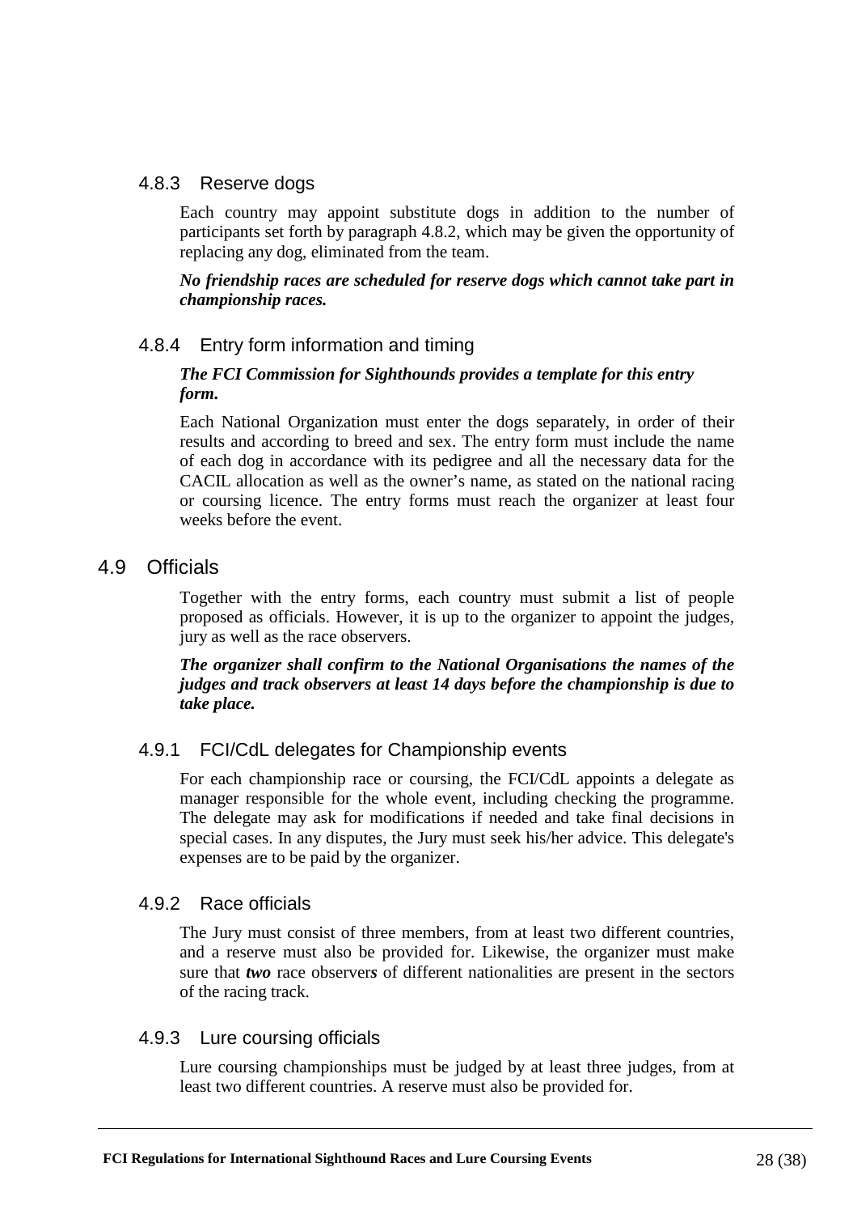### 4.8.3 Reserve dogs

Each country may appoint substitute dogs in addition to the number of participants set forth by paragraph 4.8.2, which may be given the opportunity of replacing any dog, eliminated from the team.

***No friendship races are scheduled for reserve dogs which cannot take part in championship races.***

### 4.8.4 Entry form information and timing

***The FCI Commission for Sighthounds provides a template for this entry form.***

Each National Organization must enter the dogs separately, in order of their results and according to breed and sex. The entry form must include the name of each dog in accordance with its pedigree and all the necessary data for the CACIL allocation as well as the owner's name, as stated on the national racing or coursing licence. The entry forms must reach the organizer at least four weeks before the event.

## 4.9 Officials

Together with the entry forms, each country must submit a list of people proposed as officials. However, it is up to the organizer to appoint the judges, jury as well as the race observers.

***The organizer shall confirm to the National Organisations the names of the judges and track observers at least 14 days before the championship is due to take place.***

### 4.9.1 FCI/CdL delegates for Championship events

For each championship race or coursing, the FCI/CdL appoints a delegate as manager responsible for the whole event, including checking the programme. The delegate may ask for modifications if needed and take final decisions in special cases. In any disputes, the Jury must seek his/her advice. This delegate's expenses are to be paid by the organizer.

### 4.9.2 Race officials

The Jury must consist of three members, from at least two different countries, and a reserve must also be provided for. Likewise, the organizer must make sure that ***two*** race observer***s*** of different nationalities are present in the sectors of the racing track.

### 4.9.3 Lure coursing officials

Lure coursing championships must be judged by at least three judges, from at least two different countries. A reserve must also be provided for.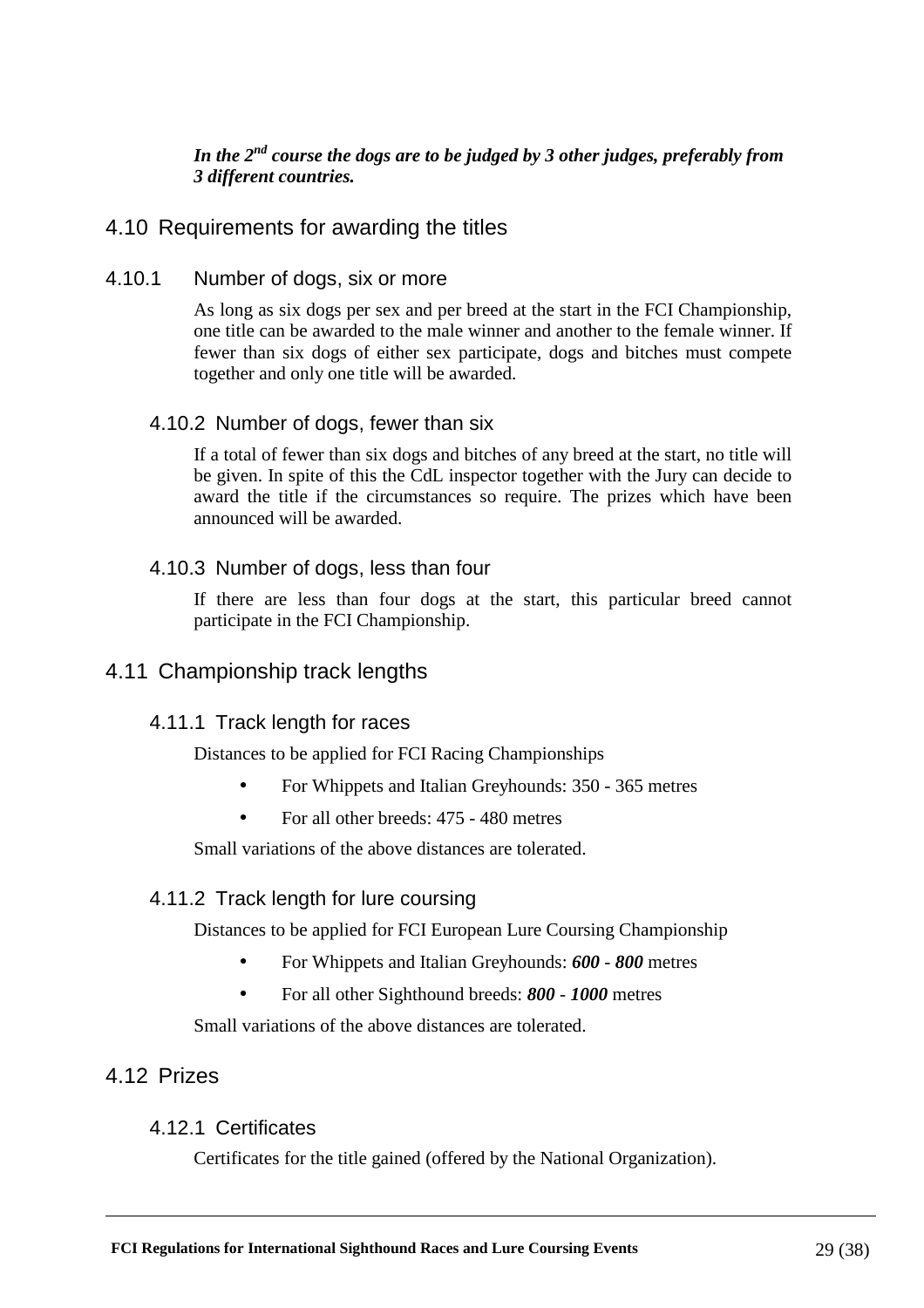***In the 2nd course the dogs are to be judged by 3 other judges, preferably from 3 different countries.***

## 4.10 Requirements for awarding the titles

### 4.10.1 Number of dogs, six or more

As long as six dogs per sex and per breed at the start in the FCI Championship, one title can be awarded to the male winner and another to the female winner. If fewer than six dogs of either sex participate, dogs and bitches must compete together and only one title will be awarded.

### 4.10.2 Number of dogs, fewer than six

If a total of fewer than six dogs and bitches of any breed at the start, no title will be given. In spite of this the CdL inspector together with the Jury can decide to award the title if the circumstances so require. The prizes which have been announced will be awarded.

### 4.10.3 Number of dogs, less than four

If there are less than four dogs at the start, this particular breed cannot participate in the FCI Championship.

## 4.11 Championship track lengths

### 4.11.1 Track length for races

Distances to be applied for FCI Racing Championships

- For Whippets and Italian Greyhounds: 350 - 365 metres
- For all other breeds: 475 - 480 metres

Small variations of the above distances are tolerated.

### 4.11.2 Track length for lure coursing

Distances to be applied for FCI European Lure Coursing Championship

- For Whippets and Italian Greyhounds: ***600 - 800*** metres
- For all other Sighthound breeds: ***800 - 1000*** metres

Small variations of the above distances are tolerated.

## 4.12 Prizes

### 4.12.1 Certificates

Certificates for the title gained (offered by the National Organization).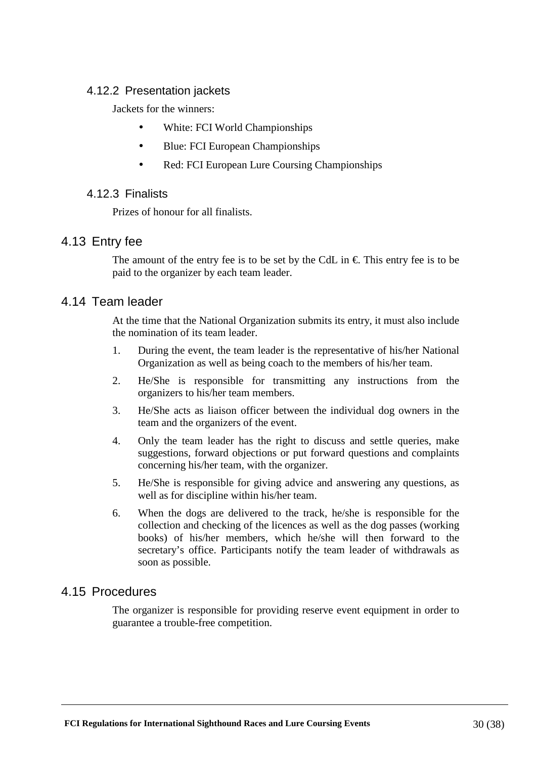#### 4.12.2 Presentation jackets

Jackets for the winners:

- White: FCI World Championships
- Blue: FCI European Championships
- Red: FCI European Lure Coursing Championships

#### 4.12.3 Finalists

Prizes of honour for all finalists.

### 4.13 Entry fee

The amount of the entry fee is to be set by the CdL in €. This entry fee is to be paid to the organizer by each team leader.

### 4.14 Team leader

At the time that the National Organization submits its entry, it must also include the nomination of its team leader.

1. During the event, the team leader is the representative of his/her National Organization as well as being coach to the members of his/her team.
2. He/She is responsible for transmitting any instructions from the organizers to his/her team members.
3. He/She acts as liaison officer between the individual dog owners in the team and the organizers of the event.
4. Only the team leader has the right to discuss and settle queries, make suggestions, forward objections or put forward questions and complaints concerning his/her team, with the organizer.
5. He/She is responsible for giving advice and answering any questions, as well as for discipline within his/her team.
6. When the dogs are delivered to the track, he/she is responsible for the collection and checking of the licences as well as the dog passes (working books) of his/her members, which he/she will then forward to the secretary's office. Participants notify the team leader of withdrawals as soon as possible.

### 4.15 Procedures

The organizer is responsible for providing reserve event equipment in order to guarantee a trouble-free competition.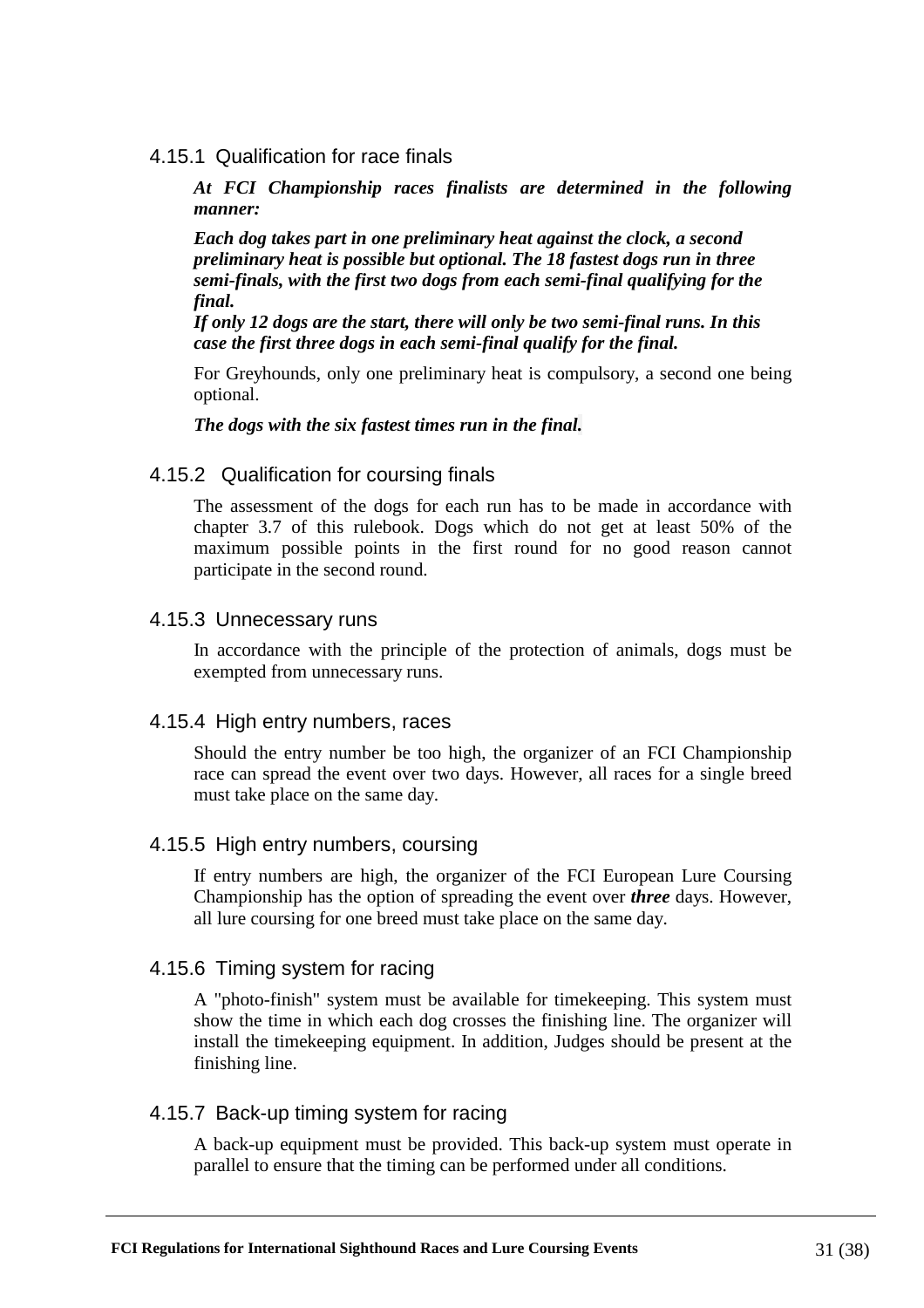### 4.15.1 Qualification for race finals

***At FCI Championship races finalists are determined in the following manner:***

***Each dog takes part in one preliminary heat against the clock, a second preliminary heat is possible but optional. The 18 fastest dogs run in three semi-finals, with the first two dogs from each semi-final qualifying for the final.***
***If only 12 dogs are the start, there will only be two semi-final runs. In this case the first three dogs in each semi-final qualify for the final.***

For Greyhounds, only one preliminary heat is compulsory, a second one being optional.

***The dogs with the six fastest times run in the final.***

### 4.15.2 Qualification for coursing finals

The assessment of the dogs for each run has to be made in accordance with chapter 3.7 of this rulebook. Dogs which do not get at least 50% of the maximum possible points in the first round for no good reason cannot participate in the second round.

### 4.15.3 Unnecessary runs

In accordance with the principle of the protection of animals, dogs must be exempted from unnecessary runs.

### 4.15.4 High entry numbers, races

Should the entry number be too high, the organizer of an FCI Championship race can spread the event over two days. However, all races for a single breed must take place on the same day.

### 4.15.5 High entry numbers, coursing

If entry numbers are high, the organizer of the FCI European Lure Coursing Championship has the option of spreading the event over ***three*** days. However, all lure coursing for one breed must take place on the same day.

### 4.15.6 Timing system for racing

A "photo-finish" system must be available for timekeeping. This system must show the time in which each dog crosses the finishing line. The organizer will install the timekeeping equipment. In addition, Judges should be present at the finishing line.

### 4.15.7 Back-up timing system for racing

A back-up equipment must be provided. This back-up system must operate in parallel to ensure that the timing can be performed under all conditions.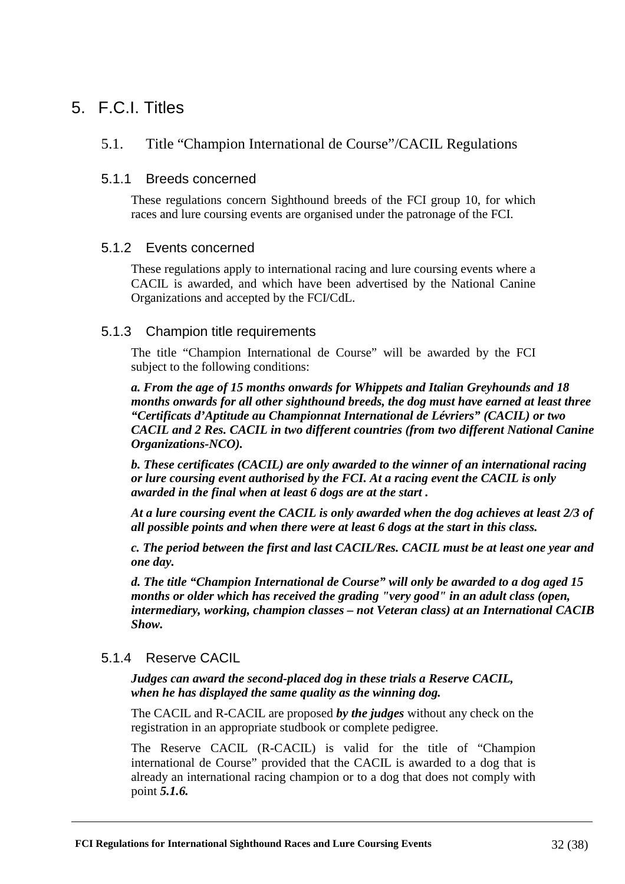# 5. F.C.I. Titles

## 5.1. Title “Champion International de Course”/CACIL Regulations

### 5.1.1 Breeds concerned

These regulations concern Sighthound breeds of the FCI group 10, for which races and lure coursing events are organised under the patronage of the FCI.

### 5.1.2 Events concerned

These regulations apply to international racing and lure coursing events where a CACIL is awarded, and which have been advertised by the National Canine Organizations and accepted by the FCI/CdL.

### 5.1.3 Champion title requirements

The title “Champion International de Course” will be awarded by the FCI subject to the following conditions:

***a. From the age of 15 months onwards for Whippets and Italian Greyhounds and 18 months onwards for all other sighthound breeds, the dog must have earned at least three “Certificats d’Aptitude au Championnat International de Lévriers” (CACIL) or two CACIL and 2 Res. CACIL in two different countries (from two different National Canine Organizations-NCO).***

***b. These certificates (CACIL) are only awarded to the winner of an international racing or lure coursing event authorised by the FCI. At a racing event the CACIL is only awarded in the final when at least 6 dogs are at the start .***

***At a lure coursing event the CACIL is only awarded when the dog achieves at least 2/3 of all possible points and when there were at least 6 dogs at the start in this class.***

***c. The period between the first and last CACIL/Res. CACIL must be at least one year and one day.***

***d. The title “Champion International de Course” will only be awarded to a dog aged 15 months or older which has received the grading "very good" in an adult class (open, intermediary, working, champion classes – not Veteran class) at an International CACIB Show.***

### 5.1.4 Reserve CACIL

***Judges can award the second-placed dog in these trials a Reserve CACIL, when he has displayed the same quality as the winning dog.***

The CACIL and R-CACIL are proposed ***by the judges*** without any check on the registration in an appropriate studbook or complete pedigree.

The Reserve CACIL (R-CACIL) is valid for the title of “Champion international de Course” provided that the CACIL is awarded to a dog that is already an international racing champion or to a dog that does not comply with point ***5.1.6.***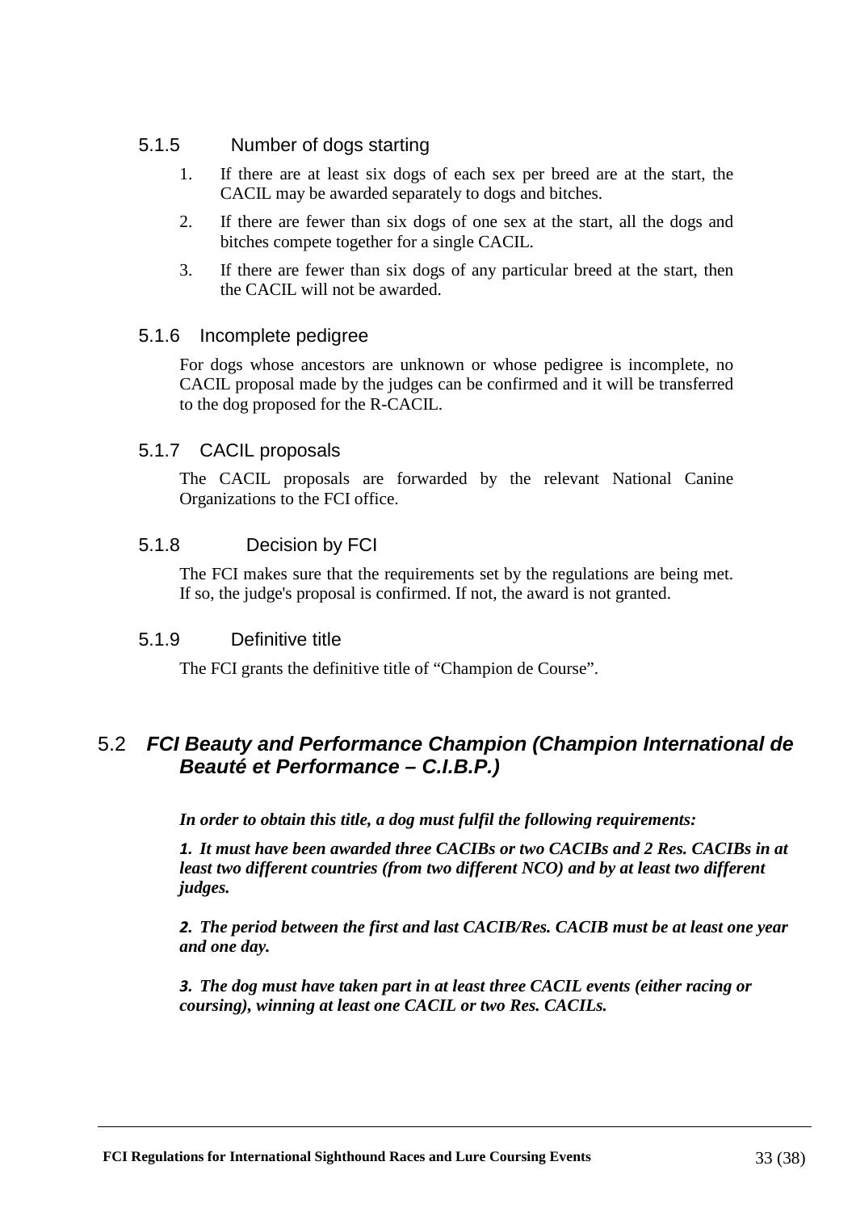### 5.1.5 Number of dogs starting

1. If there are at least six dogs of each sex per breed are at the start, the CACIL may be awarded separately to dogs and bitches.
2. If there are fewer than six dogs of one sex at the start, all the dogs and bitches compete together for a single CACIL.
3. If there are fewer than six dogs of any particular breed at the start, then the CACIL will not be awarded.

### 5.1.6 Incomplete pedigree

For dogs whose ancestors are unknown or whose pedigree is incomplete, no CACIL proposal made by the judges can be confirmed and it will be transferred to the dog proposed for the R-CACIL.

### 5.1.7 CACIL proposals

The CACIL proposals are forwarded by the relevant National Canine Organizations to the FCI office.

### 5.1.8 Decision by FCI

The FCI makes sure that the requirements set by the regulations are being met. If so, the judge's proposal is confirmed. If not, the award is not granted.

### 5.1.9 Definitive title

The FCI grants the definitive title of "Champion de Course".

## 5.2 *FCI Beauty and Performance Champion (Champion International de Beauté et Performance – C.I.B.P.)*

***In order to obtain this title, a dog must fulfil the following requirements:***

***1. It must have been awarded three CACIBs or two CACIBs and 2 Res. CACIBs in at least two different countries (from two different NCO) and by at least two different judges.***

***2. The period between the first and last CACIB/Res. CACIB must be at least one year and one day.***

***3. The dog must have taken part in at least three CACIL events (either racing or coursing), winning at least one CACIL or two Res. CACILs.***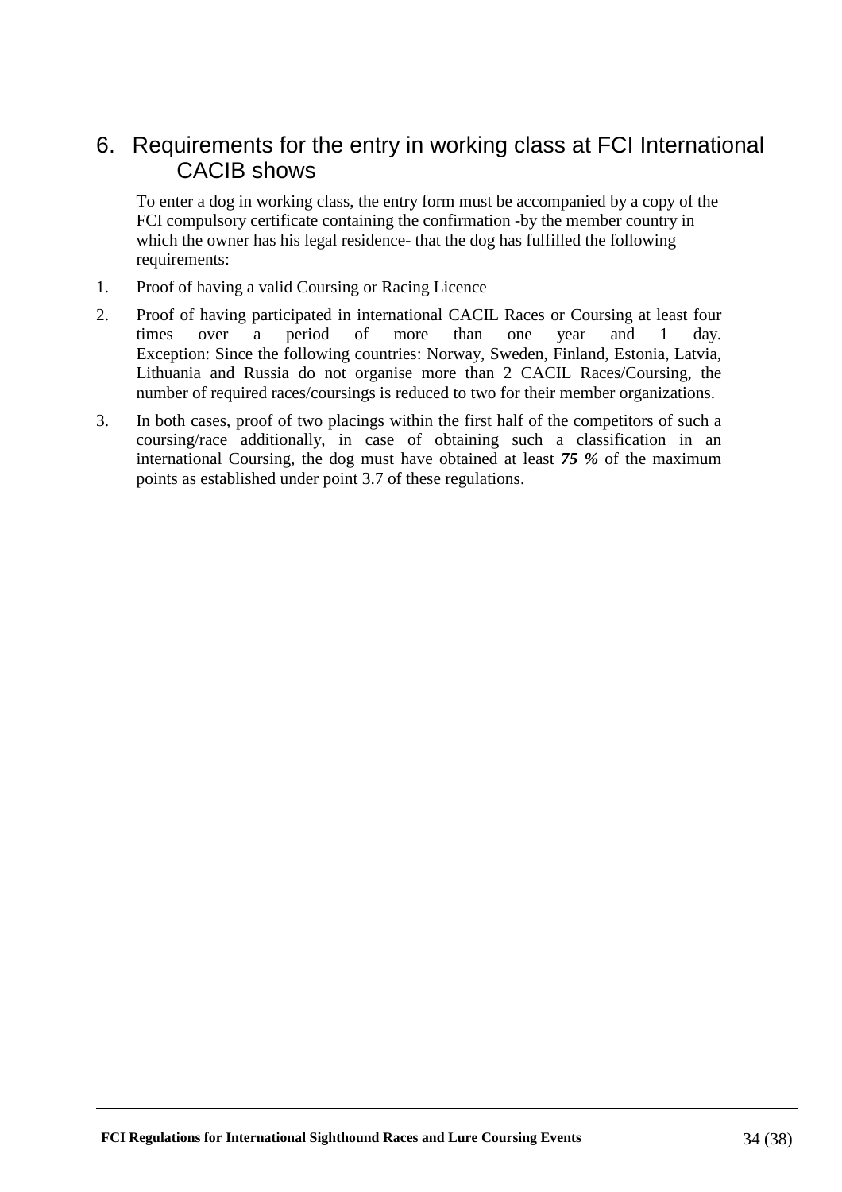## 6. Requirements for the entry in working class at FCI International CACIB shows

To enter a dog in working class, the entry form must be accompanied by a copy of the FCI compulsory certificate containing the confirmation -by the member country in which the owner has his legal residence- that the dog has fulfilled the following requirements:

1. Proof of having a valid Coursing or Racing Licence
2. Proof of having participated in international CACIL Races or Coursing at least four times over a period of more than one year and 1 day. Exception: Since the following countries: Norway, Sweden, Finland, Estonia, Latvia, Lithuania and Russia do not organise more than 2 CACIL Races/Coursing, the number of required races/coursings is reduced to two for their member organizations.
3. In both cases, proof of two placings within the first half of the competitors of such a coursing/race additionally, in case of obtaining such a classification in an international Coursing, the dog must have obtained at least ***75 %*** of the maximum points as established under point 3.7 of these regulations.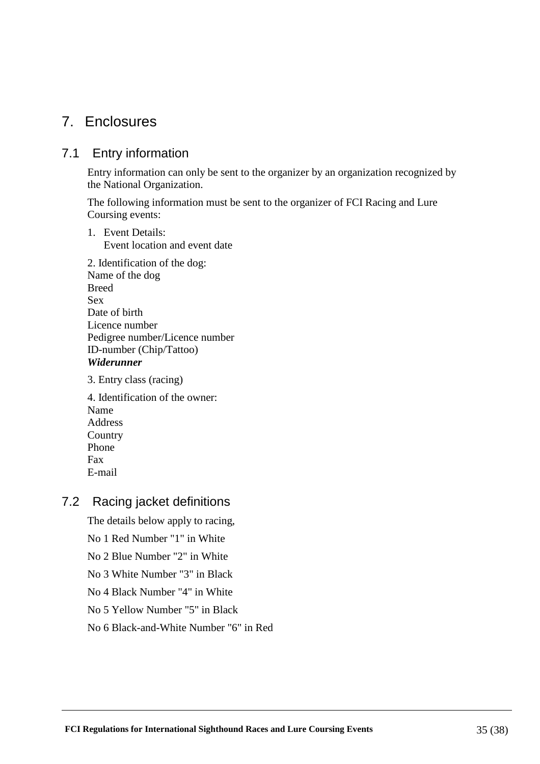# 7. Enclosures

## 7.1 Entry information

Entry information can only be sent to the organizer by an organization recognized by the National Organization.

The following information must be sent to the organizer of FCI Racing and Lure Coursing events:

1. Event Details:
   Event location and event date

2. Identification of the dog:
Name of the dog
Breed
Sex
Date of birth
Licence number
Pedigree number/Licence number
ID-number (Chip/Tattoo)
***Widerunner***

3. Entry class (racing)

4. Identification of the owner:
Name
Address
Country
Phone
Fax
E-mail

## 7.2 Racing jacket definitions

The details below apply to racing,

No 1 Red Number "1" in White

No 2 Blue Number "2" in White

No 3 White Number "3" in Black

No 4 Black Number "4" in White

No 5 Yellow Number "5" in Black

No 6 Black-and-White Number "6" in Red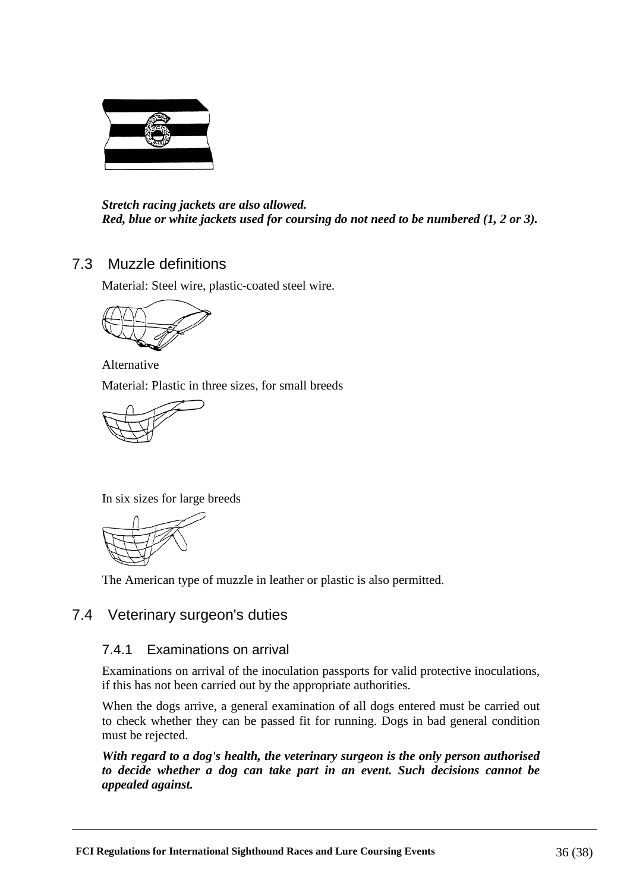***Stretch racing jackets are also allowed.***
***Red, blue or white jackets used for coursing do not need to be numbered (1, 2 or 3).***

## 7.3 Muzzle definitions

Material: Steel wire, plastic-coated steel wire.

Alternative

Material: Plastic in three sizes, for small breeds

In six sizes for large breeds

The American type of muzzle in leather or plastic is also permitted.

## 7.4 Veterinary surgeon's duties

### 7.4.1 Examinations on arrival

Examinations on arrival of the inoculation passports for valid protective inoculations, if this has not been carried out by the appropriate authorities.

When the dogs arrive, a general examination of all dogs entered must be carried out to check whether they can be passed fit for running. Dogs in bad general condition must be rejected.

***With regard to a dog's health, the veterinary surgeon is the only person authorised to decide whether a dog can take part in an event. Such decisions cannot be appealed against.***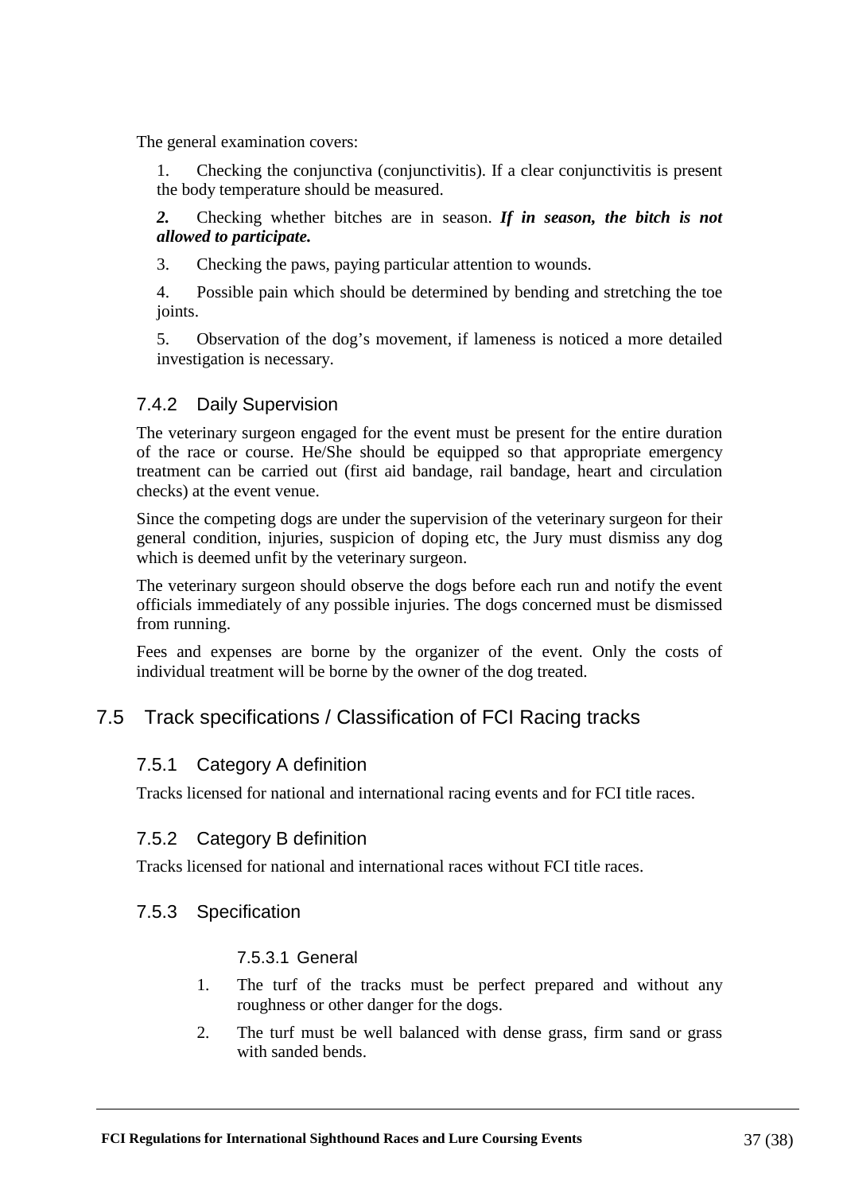The general examination covers:

1. Checking the conjunctiva (conjunctivitis). If a clear conjunctivitis is present the body temperature should be measured.

***2.*** Checking whether bitches are in season. ***If in season, the bitch is not allowed to participate.***

3. Checking the paws, paying particular attention to wounds.

4. Possible pain which should be determined by bending and stretching the toe joints.

5. Observation of the dog's movement, if lameness is noticed a more detailed investigation is necessary.

### 7.4.2 Daily Supervision

The veterinary surgeon engaged for the event must be present for the entire duration of the race or course. He/She should be equipped so that appropriate emergency treatment can be carried out (first aid bandage, rail bandage, heart and circulation checks) at the event venue.

Since the competing dogs are under the supervision of the veterinary surgeon for their general condition, injuries, suspicion of doping etc, the Jury must dismiss any dog which is deemed unfit by the veterinary surgeon.

The veterinary surgeon should observe the dogs before each run and notify the event officials immediately of any possible injuries. The dogs concerned must be dismissed from running.

Fees and expenses are borne by the organizer of the event. Only the costs of individual treatment will be borne by the owner of the dog treated.

## 7.5 Track specifications / Classification of FCI Racing tracks

### 7.5.1 Category A definition

Tracks licensed for national and international racing events and for FCI title races.

### 7.5.2 Category B definition

Tracks licensed for national and international races without FCI title races.

### 7.5.3 Specification

#### 7.5.3.1 General

1. The turf of the tracks must be perfect prepared and without any roughness or other danger for the dogs.
2. The turf must be well balanced with dense grass, firm sand or grass with sanded bends.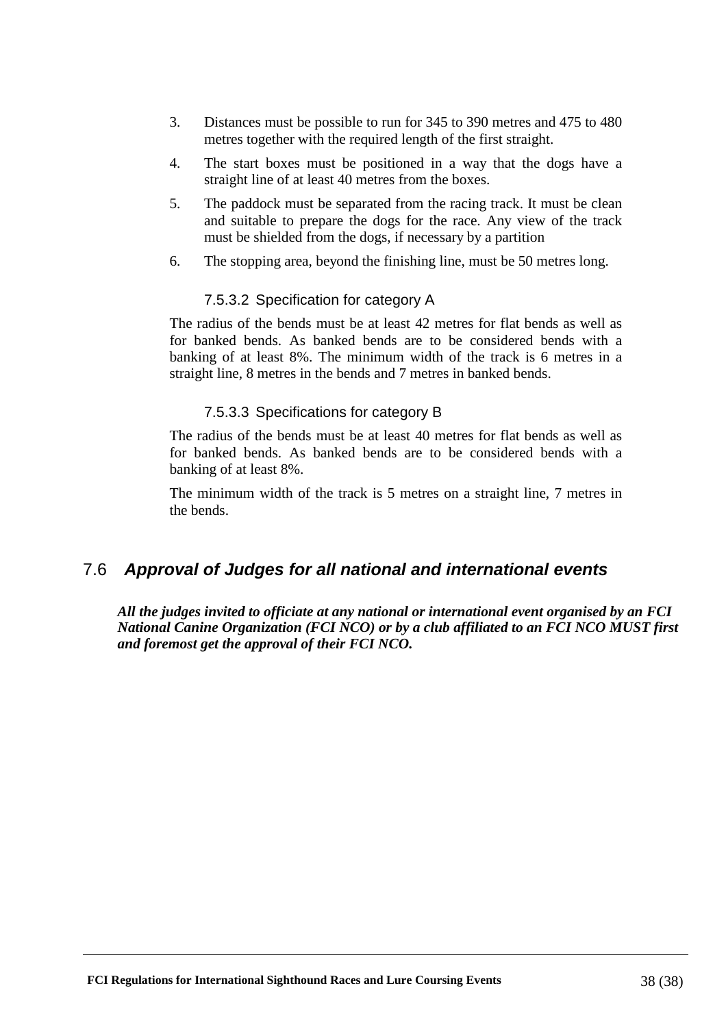3. Distances must be possible to run for 345 to 390 metres and 475 to 480 metres together with the required length of the first straight.
4. The start boxes must be positioned in a way that the dogs have a straight line of at least 40 metres from the boxes.
5. The paddock must be separated from the racing track. It must be clean and suitable to prepare the dogs for the race. Any view of the track must be shielded from the dogs, if necessary by a partition
6. The stopping area, beyond the finishing line, must be 50 metres long.

#### 7.5.3.2 Specification for category A

The radius of the bends must be at least 42 metres for flat bends as well as for banked bends. As banked bends are to be considered bends with a banking of at least 8%. The minimum width of the track is 6 metres in a straight line, 8 metres in the bends and 7 metres in banked bends.

#### 7.5.3.3 Specifications for category B

The radius of the bends must be at least 40 metres for flat bends as well as for banked bends. As banked bends are to be considered bends with a banking of at least 8%.

The minimum width of the track is 5 metres on a straight line, 7 metres in the bends.

## 7.6 *Approval of Judges for all national and international events*

***All the judges invited to officiate at any national or international event organised by an FCI National Canine Organization (FCI NCO) or by a club affiliated to an FCI NCO MUST first and foremost get the approval of their FCI NCO.***